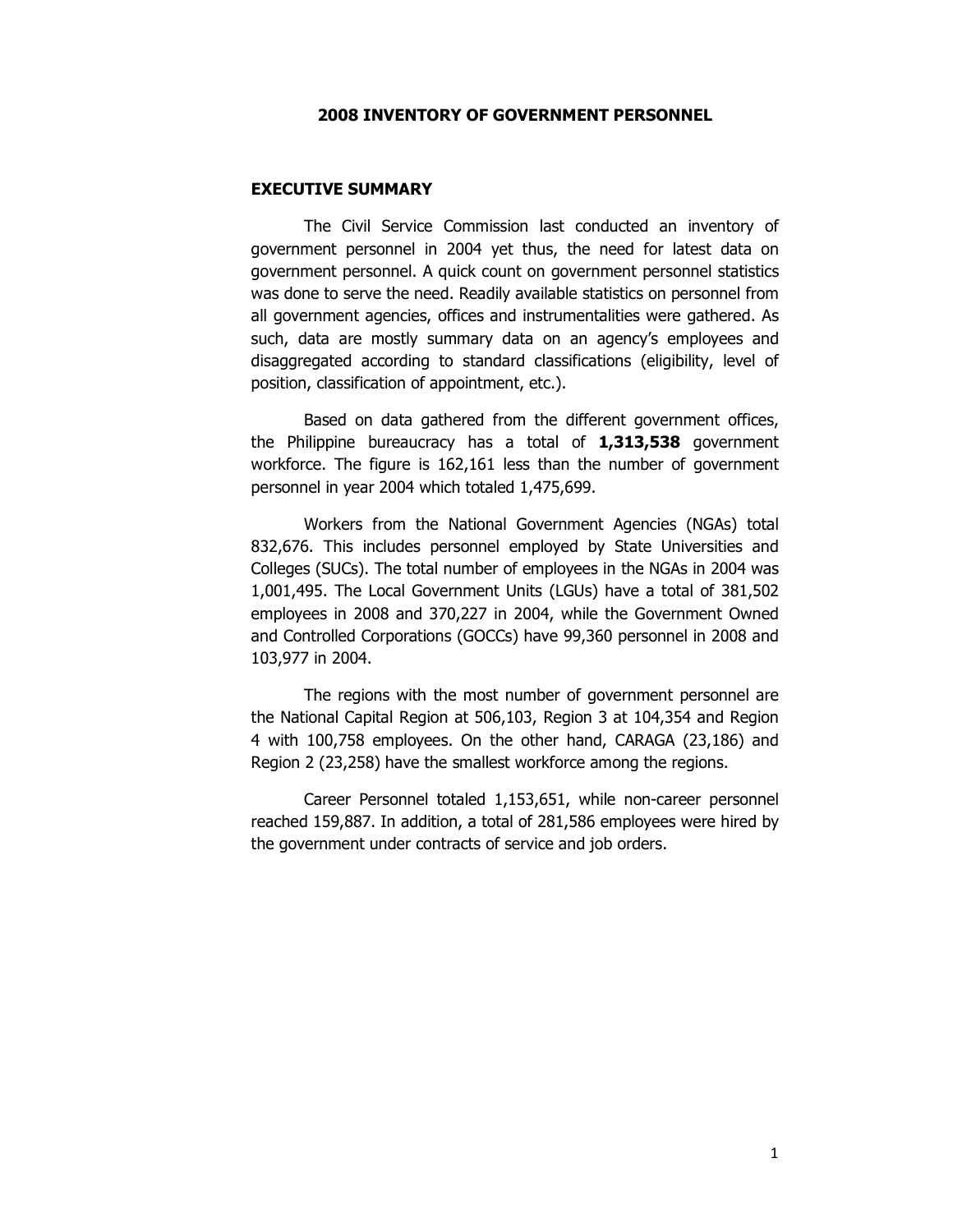# 2008 INVENTORY OF GOVERNMENT PERSONNEL

## EXECUTIVE SUMMARY

The Civil Service Commission last conducted an inventory of government personnel in 2004 yet thus, the need for latest data on government personnel. A quick count on government personnel statistics was done to serve the need. Readily available statistics on personnel from all government agencies, offices and instrumentalities were gathered. As such, data are mostly summary data on an agency's employees and disaggregated according to standard classifications (eligibility, level of position, classification of appointment, etc.).

Based on data gathered from the different government offices, the Philippine bureaucracy has a total of **1,313,538** government workforce. The figure is 162,161 less than the number of government personnel in year 2004 which totaled 1,475,699.

Workers from the National Government Agencies (NGAs) total 832,676. This includes personnel employed by State Universities and Colleges (SUCs). The total number of employees in the NGAs in 2004 was 1,001,495. The Local Government Units (LGUs) have a total of 381,502 employees in 2008 and 370,227 in 2004, while the Government Owned and Controlled Corporations (GOCCs) have 99,360 personnel in 2008 and 103,977 in 2004.

The regions with the most number of government personnel are the National Capital Region at 506,103, Region 3 at 104,354 and Region 4 with 100,758 employees. On the other hand, CARAGA (23,186) and Region 2 (23,258) have the smallest workforce among the regions.

Career Personnel totaled 1,153,651, while non-career personnel reached 159,887. In addition, a total of 281,586 employees were hired by the government under contracts of service and job orders.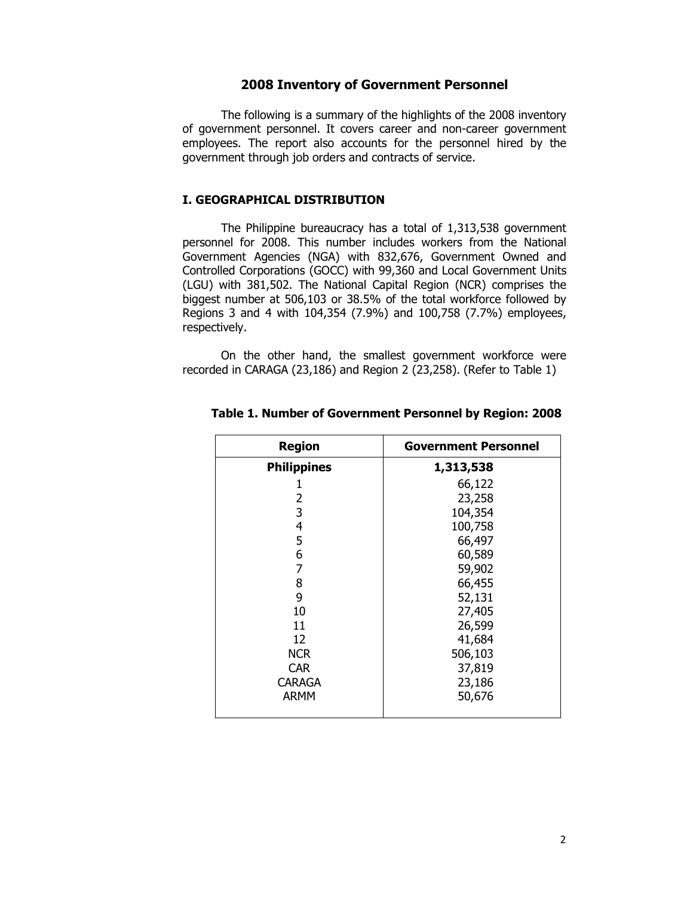# 2008 Inventory of Government Personnel

The following is a summary of the highlights of the 2008 inventory of government personnel. It covers career and non-career government employees. The report also accounts for the personnel hired by the government through job orders and contracts of service.

## I. GEOGRAPHICAL DISTRIBUTION

The Philippine bureaucracy has a total of 1,313,538 government personnel for 2008. This number includes workers from the National Government Agencies (NGA) with 832,676, Government Owned and Controlled Corporations (GOCC) with 99,360 and Local Government Units (LGU) with 381,502. The National Capital Region (NCR) comprises the biggest number at 506,103 or 38.5% of the total workforce followed by Regions 3 and 4 with 104,354 (7.9%) and 100,758 (7.7%) employees, respectively.

On the other hand, the smallest government workforce were recorded in CARAGA (23,186) and Region 2 (23,258). (Refer to Table 1)

**Table 1. Number of Government Personnel by Region: 2008**

| Region | Government Personnel |
|---|---|
| **Philippines** | **1,313,538** |
| 1 | 66,122 |
| 2 | 23,258 |
| 3 | 104,354 |
| 4 | 100,758 |
| 5 | 66,497 |
| 6 | 60,589 |
| 7 | 59,902 |
| 8 | 66,455 |
| 9 | 52,131 |
| 10 | 27,405 |
| 11 | 26,599 |
| 12 | 41,684 |
| NCR | 506,103 |
| CAR | 37,819 |
| CARAGA | 23,186 |
| ARMM | 50,676 |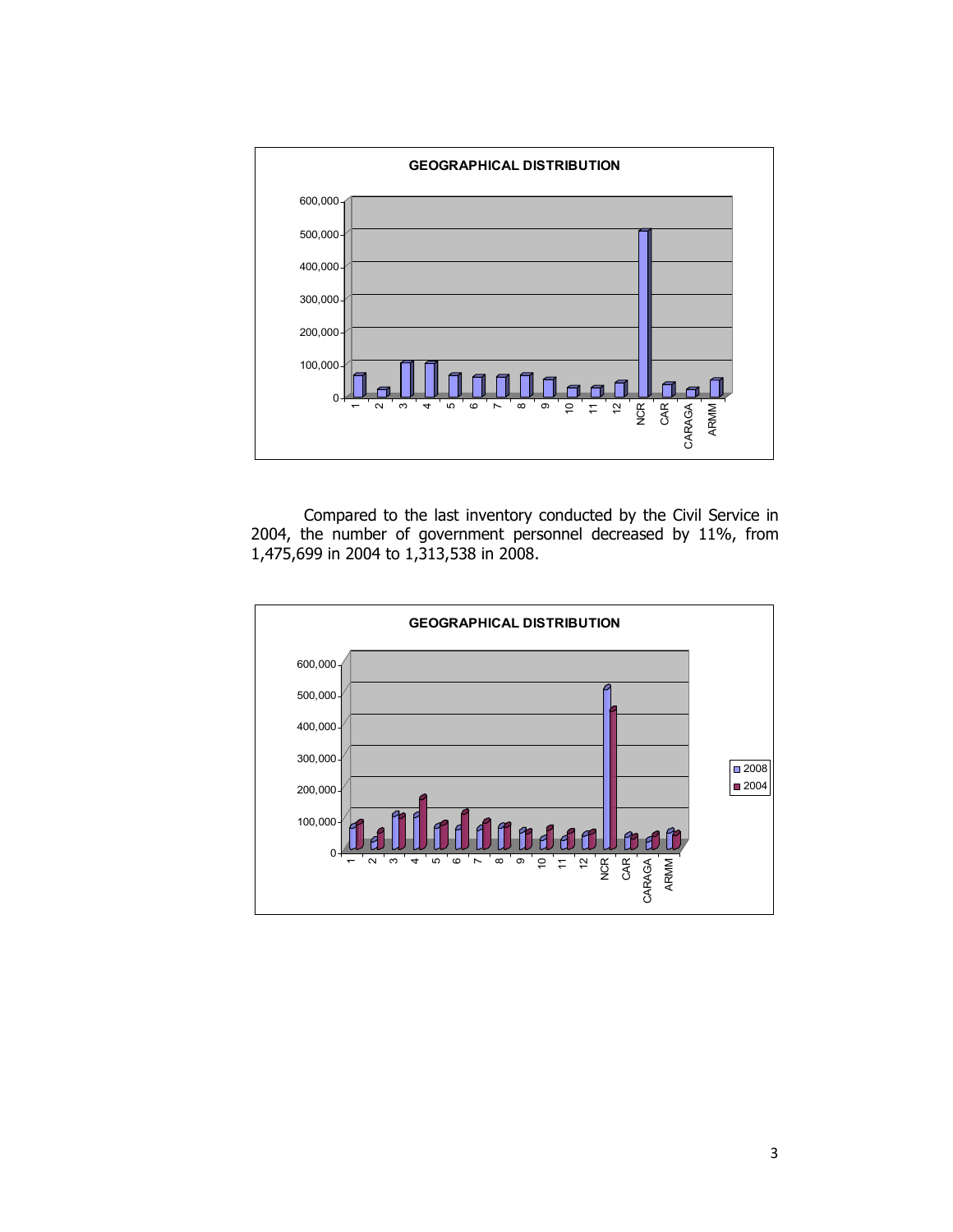**GEOGRAPHICAL DISTRIBUTION**

Compared to the last inventory conducted by the Civil Service in 2004, the number of government personnel decreased by 11%, from 1,475,699 in 2004 to 1,313,538 in 2008.

**GEOGRAPHICAL DISTRIBUTION**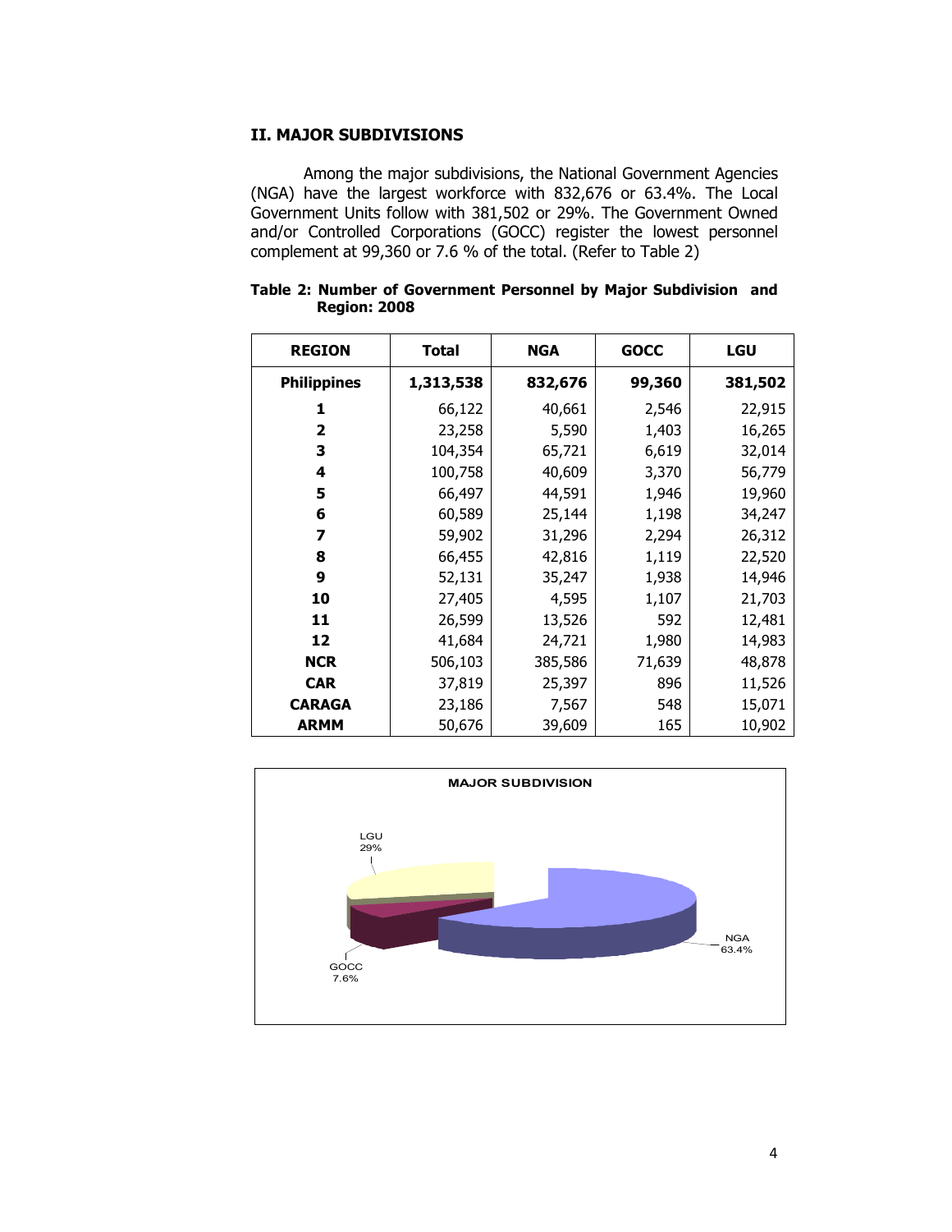## II. MAJOR SUBDIVISIONS

Among the major subdivisions, the National Government Agencies (NGA) have the largest workforce with 832,676 or 63.4%. The Local Government Units follow with 381,502 or 29%. The Government Owned and/or Controlled Corporations (GOCC) register the lowest personnel complement at 99,360 or 7.6 % of the total. (Refer to Table 2)

**Table 2: Number of Government Personnel by Major Subdivision and Region: 2008**

| REGION | Total | NGA | GOCC | LGU |
|---|---|---|---|---|
| **Philippines** | **1,313,538** | **832,676** | **99,360** | **381,502** |
| **1** | 66,122 | 40,661 | 2,546 | 22,915 |
| **2** | 23,258 | 5,590 | 1,403 | 16,265 |
| **3** | 104,354 | 65,721 | 6,619 | 32,014 |
| **4** | 100,758 | 40,609 | 3,370 | 56,779 |
| **5** | 66,497 | 44,591 | 1,946 | 19,960 |
| **6** | 60,589 | 25,144 | 1,198 | 34,247 |
| **7** | 59,902 | 31,296 | 2,294 | 26,312 |
| **8** | 66,455 | 42,816 | 1,119 | 22,520 |
| **9** | 52,131 | 35,247 | 1,938 | 14,946 |
| **10** | 27,405 | 4,595 | 1,107 | 21,703 |
| **11** | 26,599 | 13,526 | 592 | 12,481 |
| **12** | 41,684 | 24,721 | 1,980 | 14,983 |
| **NCR** | 506,103 | 385,586 | 71,639 | 48,878 |
| **CAR** | 37,819 | 25,397 | 896 | 11,526 |
| **CARAGA** | 23,186 | 7,567 | 548 | 15,071 |
| **ARMM** | 50,676 | 39,609 | 165 | 10,902 |

**MAJOR SUBDIVISION**

LGU 29%

GOCC 7.6%

NGA 63.4%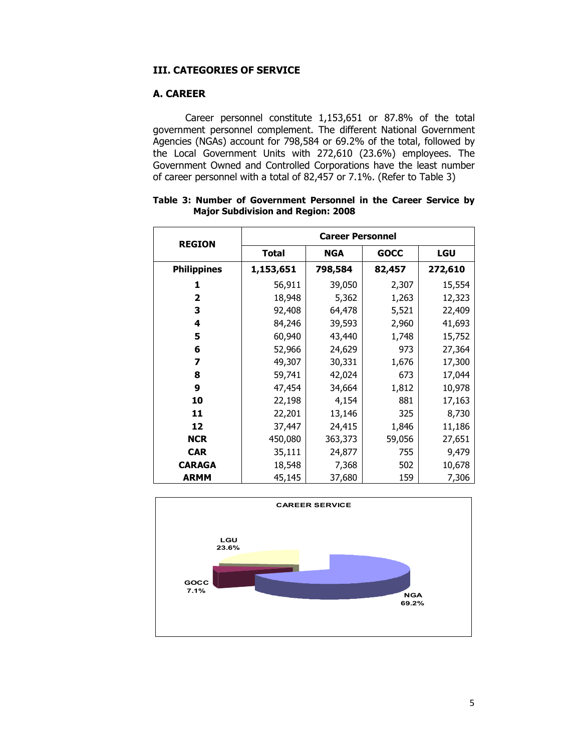## III. CATEGORIES OF SERVICE

### A. CAREER

Career personnel constitute 1,153,651 or 87.8% of the total government personnel complement. The different National Government Agencies (NGAs) account for 798,584 or 69.2% of the total, followed by the Local Government Units with 272,610 (23.6%) employees. The Government Owned and Controlled Corporations have the least number of career personnel with a total of 82,457 or 7.1%. (Refer to Table 3)

**Table 3: Number of Government Personnel in the Career Service by Major Subdivision and Region: 2008**

| REGION | Career Personnel | | | |
|---|---|---|---|---|
| | Total | NGA | GOCC | LGU |
| **Philippines** | **1,153,651** | **798,584** | **82,457** | **272,610** |
| **1** | 56,911 | 39,050 | 2,307 | 15,554 |
| **2** | 18,948 | 5,362 | 1,263 | 12,323 |
| **3** | 92,408 | 64,478 | 5,521 | 22,409 |
| **4** | 84,246 | 39,593 | 2,960 | 41,693 |
| **5** | 60,940 | 43,440 | 1,748 | 15,752 |
| **6** | 52,966 | 24,629 | 973 | 27,364 |
| **7** | 49,307 | 30,331 | 1,676 | 17,300 |
| **8** | 59,741 | 42,024 | 673 | 17,044 |
| **9** | 47,454 | 34,664 | 1,812 | 10,978 |
| **10** | 22,198 | 4,154 | 881 | 17,163 |
| **11** | 22,201 | 13,146 | 325 | 8,730 |
| **12** | 37,447 | 24,415 | 1,846 | 11,186 |
| **NCR** | 450,080 | 363,373 | 59,056 | 27,651 |
| **CAR** | 35,111 | 24,877 | 755 | 9,479 |
| **CARAGA** | 18,548 | 7,368 | 502 | 10,678 |
| **ARMM** | 45,145 | 37,680 | 159 | 7,306 |

**CAREER SERVICE**

LGU 23.6%
GOCC 7.1%
NGA 69.2%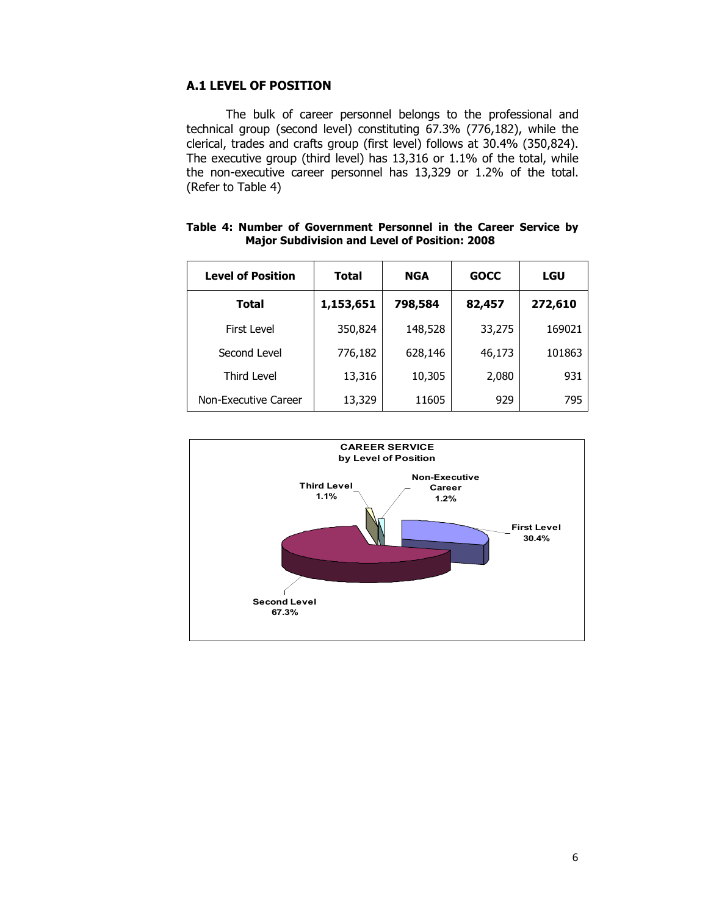### A.1 LEVEL OF POSITION

The bulk of career personnel belongs to the professional and technical group (second level) constituting 67.3% (776,182), while the clerical, trades and crafts group (first level) follows at 30.4% (350,824). The executive group (third level) has 13,316 or 1.1% of the total, while the non-executive career personnel has 13,329 or 1.2% of the total. (Refer to Table 4)

**Table 4: Number of Government Personnel in the Career Service by Major Subdivision and Level of Position: 2008**

| Level of Position | Total | NGA | GOCC | LGU |
|---|---|---|---|---|
| **Total** | **1,153,651** | **798,584** | **82,457** | **272,610** |
| First Level | 350,824 | 148,528 | 33,275 | 169021 |
| Second Level | 776,182 | 628,146 | 46,173 | 101863 |
| Third Level | 13,316 | 10,305 | 2,080 | 931 |
| Non-Executive Career | 13,329 | 11605 | 929 | 795 |

**CAREER SERVICE by Level of Position**

| Level of Position | Percent |
|---|---|
| First Level | 30.4% |
| Second Level | 67.3% |
| Third Level | 1.1% |
| Non-Executive Career | 1.2% |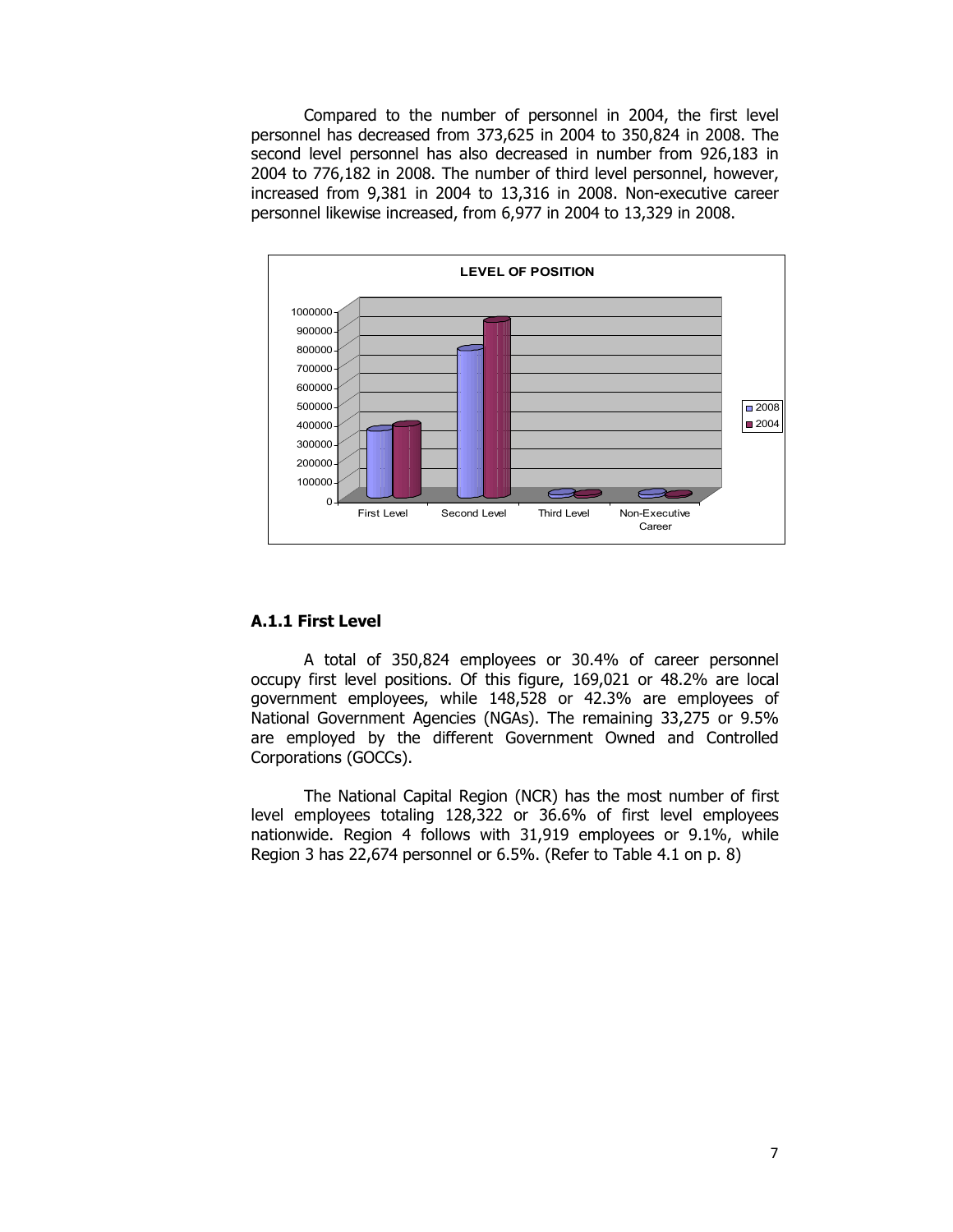Compared to the number of personnel in 2004, the first level personnel has decreased from 373,625 in 2004 to 350,824 in 2008. The second level personnel has also decreased in number from 926,183 in 2004 to 776,182 in 2008. The number of third level personnel, however, increased from 9,381 in 2004 to 13,316 in 2008. Non-executive career personnel likewise increased, from 6,977 in 2004 to 13,329 in 2008.

### A.1.1 First Level

A total of 350,824 employees or 30.4% of career personnel occupy first level positions. Of this figure, 169,021 or 48.2% are local government employees, while 148,528 or 42.3% are employees of National Government Agencies (NGAs). The remaining 33,275 or 9.5% are employed by the different Government Owned and Controlled Corporations (GOCCs).

The National Capital Region (NCR) has the most number of first level employees totaling 128,322 or 36.6% of first level employees nationwide. Region 4 follows with 31,919 employees or 9.1%, while Region 3 has 22,674 personnel or 6.5%. (Refer to Table 4.1 on p. 8)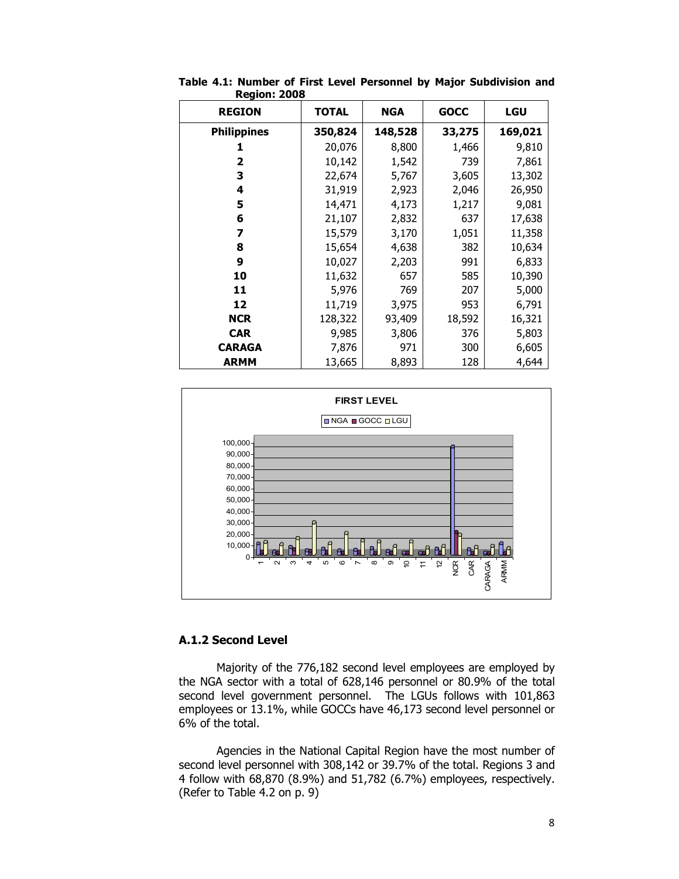**Table 4.1: Number of First Level Personnel by Major Subdivision and Region: 2008**

| REGION | TOTAL | NGA | GOCC | LGU |
|---|---|---|---|---|
| **Philippines** | **350,824** | **148,528** | **33,275** | **169,021** |
| **1** | 20,076 | 8,800 | 1,466 | 9,810 |
| **2** | 10,142 | 1,542 | 739 | 7,861 |
| **3** | 22,674 | 5,767 | 3,605 | 13,302 |
| **4** | 31,919 | 2,923 | 2,046 | 26,950 |
| **5** | 14,471 | 4,173 | 1,217 | 9,081 |
| **6** | 21,107 | 2,832 | 637 | 17,638 |
| **7** | 15,579 | 3,170 | 1,051 | 11,358 |
| **8** | 15,654 | 4,638 | 382 | 10,634 |
| **9** | 10,027 | 2,203 | 991 | 6,833 |
| **10** | 11,632 | 657 | 585 | 10,390 |
| **11** | 5,976 | 769 | 207 | 5,000 |
| **12** | 11,719 | 3,975 | 953 | 6,791 |
| **NCR** | 128,322 | 93,409 | 18,592 | 16,321 |
| **CAR** | 9,985 | 3,806 | 376 | 5,803 |
| **CARAGA** | 7,876 | 971 | 300 | 6,605 |
| **ARMM** | 13,665 | 8,893 | 128 | 4,644 |

FIRST LEVEL

### A.1.2 Second Level

Majority of the 776,182 second level employees are employed by the NGA sector with a total of 628,146 personnel or 80.9% of the total second level government personnel. The LGUs follows with 101,863 employees or 13.1%, while GOCCs have 46,173 second level personnel or 6% of the total.

Agencies in the National Capital Region have the most number of second level personnel with 308,142 or 39.7% of the total. Regions 3 and 4 follow with 68,870 (8.9%) and 51,782 (6.7%) employees, respectively. (Refer to Table 4.2 on p. 9)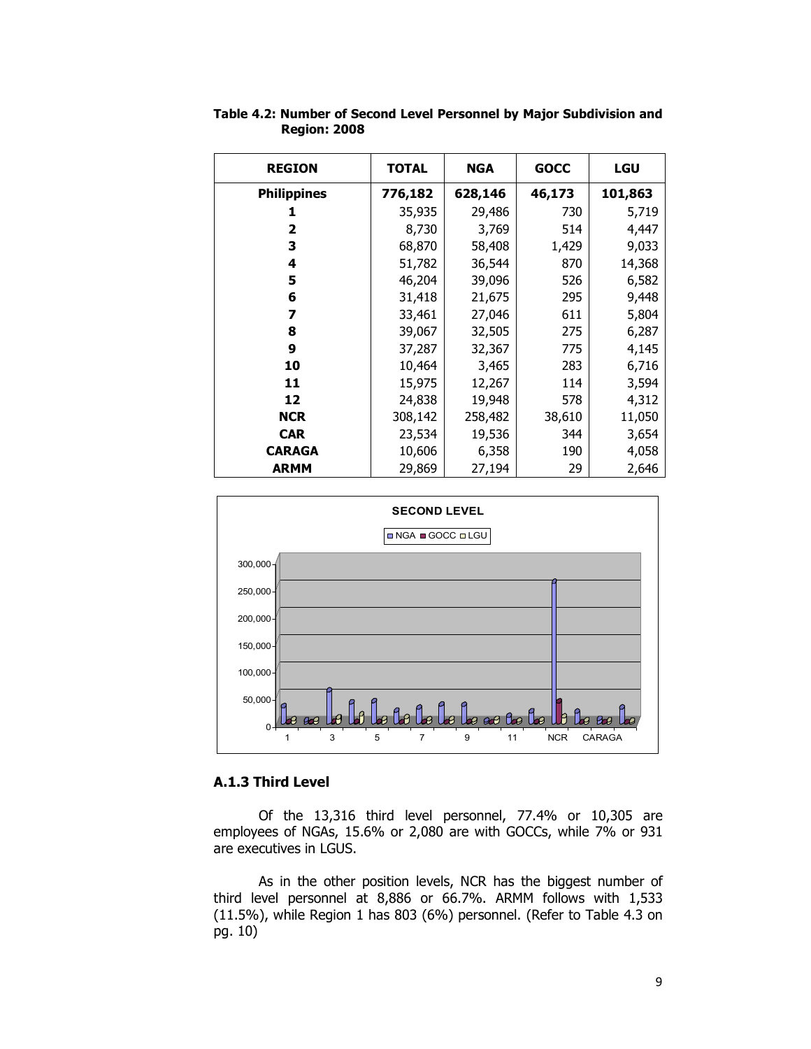**Table 4.2: Number of Second Level Personnel by Major Subdivision and Region: 2008**

| REGION | TOTAL | NGA | GOCC | LGU |
|---|---|---|---|---|
| **Philippines** | **776,182** | **628,146** | **46,173** | **101,863** |
| **1** | 35,935 | 29,486 | 730 | 5,719 |
| **2** | 8,730 | 3,769 | 514 | 4,447 |
| **3** | 68,870 | 58,408 | 1,429 | 9,033 |
| **4** | 51,782 | 36,544 | 870 | 14,368 |
| **5** | 46,204 | 39,096 | 526 | 6,582 |
| **6** | 31,418 | 21,675 | 295 | 9,448 |
| **7** | 33,461 | 27,046 | 611 | 5,804 |
| **8** | 39,067 | 32,505 | 275 | 6,287 |
| **9** | 37,287 | 32,367 | 775 | 4,145 |
| **10** | 10,464 | 3,465 | 283 | 6,716 |
| **11** | 15,975 | 12,267 | 114 | 3,594 |
| **12** | 24,838 | 19,948 | 578 | 4,312 |
| **NCR** | 308,142 | 258,482 | 38,610 | 11,050 |
| **CAR** | 23,534 | 19,536 | 344 | 3,654 |
| **CARAGA** | 10,606 | 6,358 | 190 | 4,058 |
| **ARMM** | 29,869 | 27,194 | 29 | 2,646 |

### A.1.3 Third Level

Of the 13,316 third level personnel, 77.4% or 10,305 are employees of NGAs, 15.6% or 2,080 are with GOCCs, while 7% or 931 are executives in LGUS.

As in the other position levels, NCR has the biggest number of third level personnel at 8,886 or 66.7%. ARMM follows with 1,533 (11.5%), while Region 1 has 803 (6%) personnel. (Refer to Table 4.3 on pg. 10)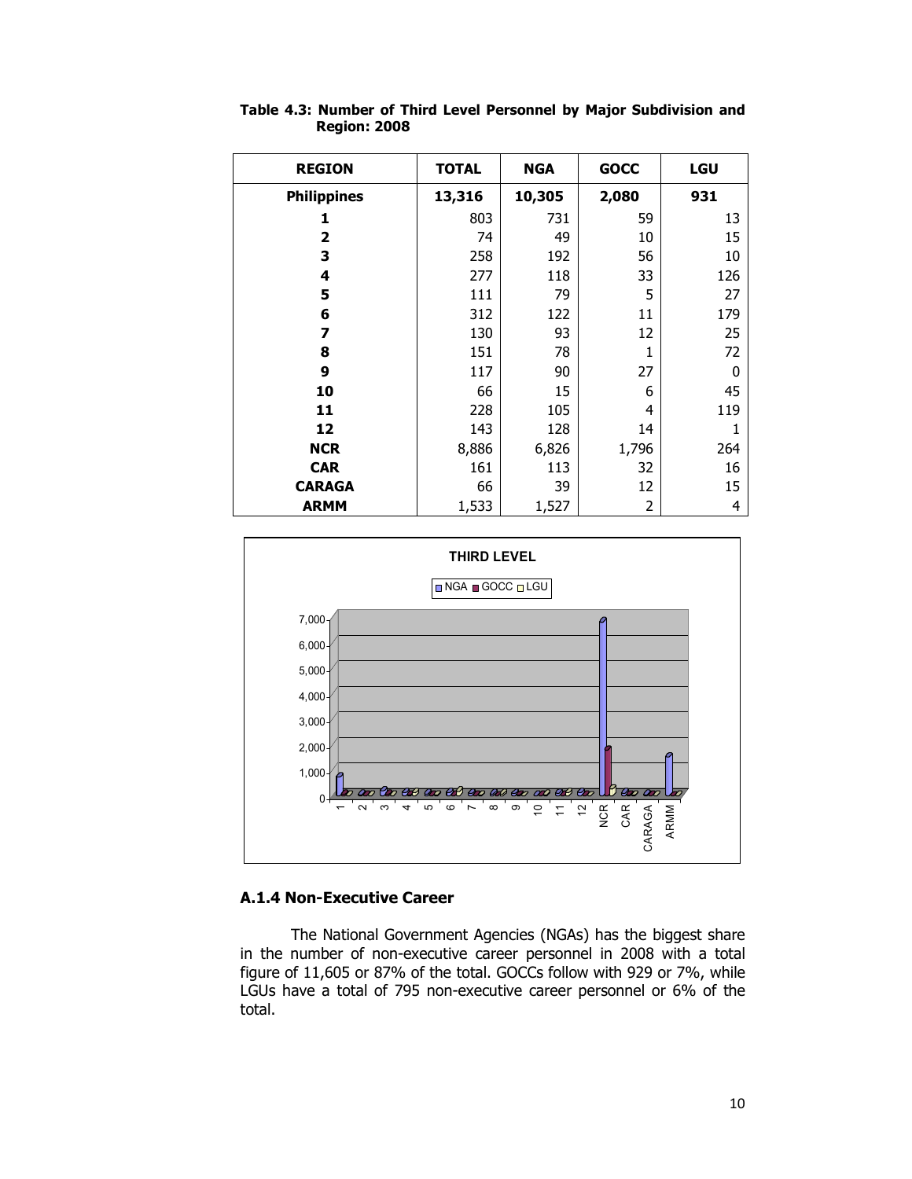**Table 4.3: Number of Third Level Personnel by Major Subdivision and Region: 2008**

| REGION | TOTAL | NGA | GOCC | LGU |
|---|---|---|---|---|
| **Philippines** | **13,316** | **10,305** | **2,080** | **931** |
| **1** | 803 | 731 | 59 | 13 |
| **2** | 74 | 49 | 10 | 15 |
| **3** | 258 | 192 | 56 | 10 |
| **4** | 277 | 118 | 33 | 126 |
| **5** | 111 | 79 | 5 | 27 |
| **6** | 312 | 122 | 11 | 179 |
| **7** | 130 | 93 | 12 | 25 |
| **8** | 151 | 78 | 1 | 72 |
| **9** | 117 | 90 | 27 | 0 |
| **10** | 66 | 15 | 6 | 45 |
| **11** | 228 | 105 | 4 | 119 |
| **12** | 143 | 128 | 14 | 1 |
| **NCR** | 8,886 | 6,826 | 1,796 | 264 |
| **CAR** | 161 | 113 | 32 | 16 |
| **CARAGA** | 66 | 39 | 12 | 15 |
| **ARMM** | 1,533 | 1,527 | 2 | 4 |

### A.1.4 Non-Executive Career

The National Government Agencies (NGAs) has the biggest share in the number of non-executive career personnel in 2008 with a total figure of 11,605 or 87% of the total. GOCCs follow with 929 or 7%, while LGUs have a total of 795 non-executive career personnel or 6% of the total.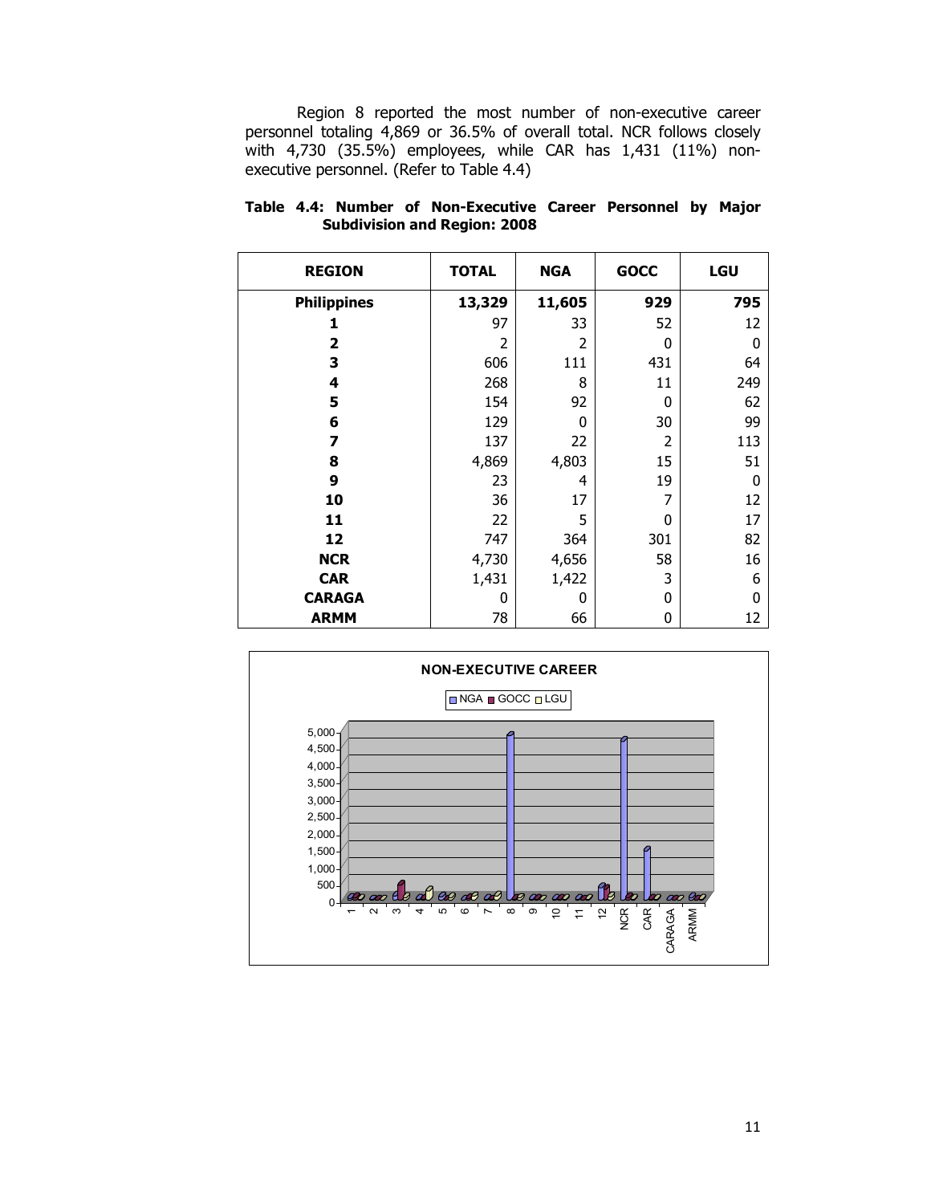Region 8 reported the most number of non-executive career personnel totaling 4,869 or 36.5% of overall total. NCR follows closely with 4,730 (35.5%) employees, while CAR has 1,431 (11%) non-executive personnel. (Refer to Table 4.4)

**Table 4.4: Number of Non-Executive Career Personnel by Major Subdivision and Region: 2008**

| REGION | TOTAL | NGA | GOCC | LGU |
|---|---|---|---|---|
| **Philippines** | **13,329** | **11,605** | **929** | **795** |
| **1** | 97 | 33 | 52 | 12 |
| **2** | 2 | 2 | 0 | 0 |
| **3** | 606 | 111 | 431 | 64 |
| **4** | 268 | 8 | 11 | 249 |
| **5** | 154 | 92 | 0 | 62 |
| **6** | 129 | 0 | 30 | 99 |
| **7** | 137 | 22 | 2 | 113 |
| **8** | 4,869 | 4,803 | 15 | 51 |
| **9** | 23 | 4 | 19 | 0 |
| **10** | 36 | 17 | 7 | 12 |
| **11** | 22 | 5 | 0 | 17 |
| **12** | 747 | 364 | 301 | 82 |
| **NCR** | 4,730 | 4,656 | 58 | 16 |
| **CAR** | 1,431 | 1,422 | 3 | 6 |
| **CARAGA** | 0 | 0 | 0 | 0 |
| **ARMM** | 78 | 66 | 0 | 12 |

NON-EXECUTIVE CAREER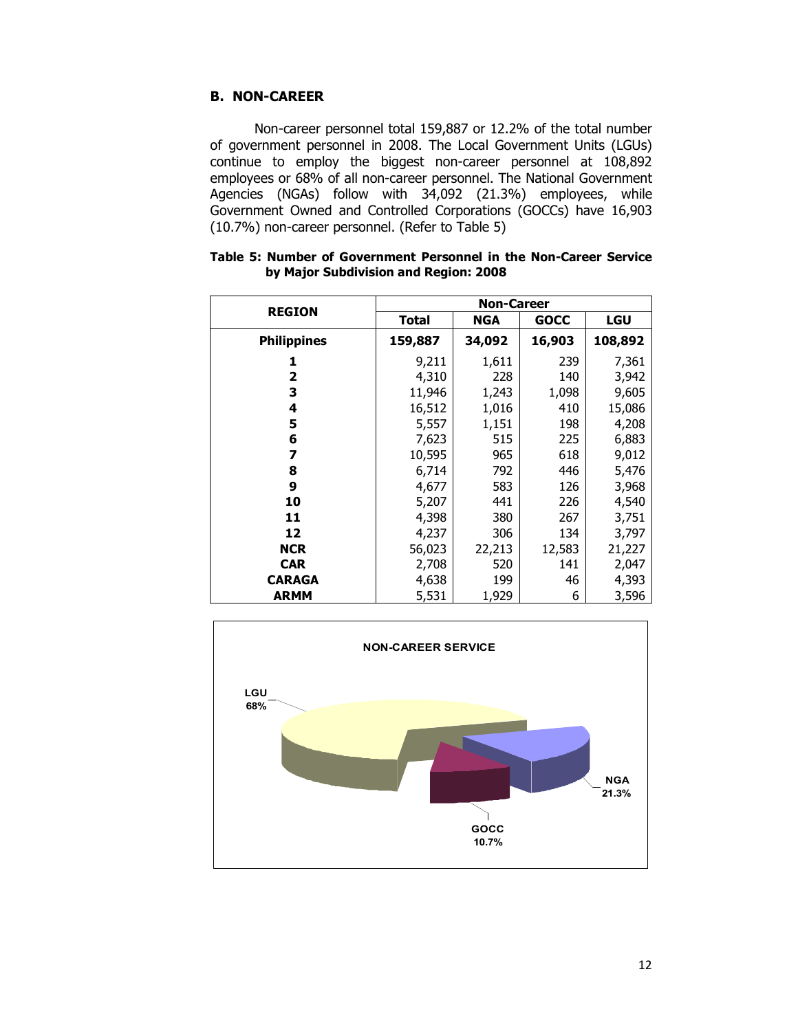## B. NON-CAREER

Non-career personnel total 159,887 or 12.2% of the total number of government personnel in 2008. The Local Government Units (LGUs) continue to employ the biggest non-career personnel at 108,892 employees or 68% of all non-career personnel. The National Government Agencies (NGAs) follow with 34,092 (21.3%) employees, while Government Owned and Controlled Corporations (GOCCs) have 16,903 (10.7%) non-career personnel. (Refer to Table 5)

**Table 5: Number of Government Personnel in the Non-Career Service by Major Subdivision and Region: 2008**

| REGION | Non-Career | | | |
|---|---|---|---|---|
| | Total | NGA | GOCC | LGU |
| **Philippines** | **159,887** | **34,092** | **16,903** | **108,892** |
| **1** | 9,211 | 1,611 | 239 | 7,361 |
| **2** | 4,310 | 228 | 140 | 3,942 |
| **3** | 11,946 | 1,243 | 1,098 | 9,605 |
| **4** | 16,512 | 1,016 | 410 | 15,086 |
| **5** | 5,557 | 1,151 | 198 | 4,208 |
| **6** | 7,623 | 515 | 225 | 6,883 |
| **7** | 10,595 | 965 | 618 | 9,012 |
| **8** | 6,714 | 792 | 446 | 5,476 |
| **9** | 4,677 | 583 | 126 | 3,968 |
| **10** | 5,207 | 441 | 226 | 4,540 |
| **11** | 4,398 | 380 | 267 | 3,751 |
| **12** | 4,237 | 306 | 134 | 3,797 |
| **NCR** | 56,023 | 22,213 | 12,583 | 21,227 |
| **CAR** | 2,708 | 520 | 141 | 2,047 |
| **CARAGA** | 4,638 | 199 | 46 | 4,393 |
| **ARMM** | 5,531 | 1,929 | 6 | 3,596 |

**NON-CAREER SERVICE**

LGU 68%

NGA 21.3%

GOCC 10.7%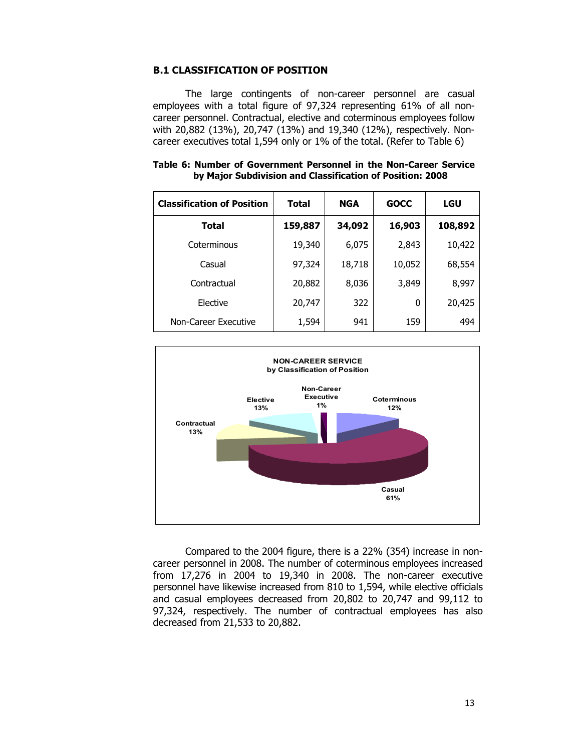### B.1 CLASSIFICATION OF POSITION

The large contingents of non-career personnel are casual employees with a total figure of 97,324 representing 61% of all non-career personnel. Contractual, elective and coterminous employees follow with 20,882 (13%), 20,747 (13%) and 19,340 (12%), respectively. Non-career executives total 1,594 only or 1% of the total. (Refer to Table 6)

**Table 6: Number of Government Personnel in the Non-Career Service by Major Subdivision and Classification of Position: 2008**

| Classification of Position | Total | NGA | GOCC | LGU |
|---|---|---|---|---|
| **Total** | **159,887** | **34,092** | **16,903** | **108,892** |
| Coterminous | 19,340 | 6,075 | 2,843 | 10,422 |
| Casual | 97,324 | 18,718 | 10,052 | 68,554 |
| Contractual | 20,882 | 8,036 | 3,849 | 8,997 |
| Elective | 20,747 | 322 | 0 | 20,425 |
| Non-Career Executive | 1,594 | 941 | 159 | 494 |

**NON-CAREER SERVICE by Classification of Position**

Casual 61%, Contractual 13%, Elective 13%, Coterminous 12%, Non-Career Executive 1%

Compared to the 2004 figure, there is a 22% (354) increase in non-career personnel in 2008. The number of coterminous employees increased from 17,276 in 2004 to 19,340 in 2008. The non-career executive personnel have likewise increased from 810 to 1,594, while elective officials and casual employees decreased from 20,802 to 20,747 and 99,112 to 97,324, respectively. The number of contractual employees has also decreased from 21,533 to 20,882.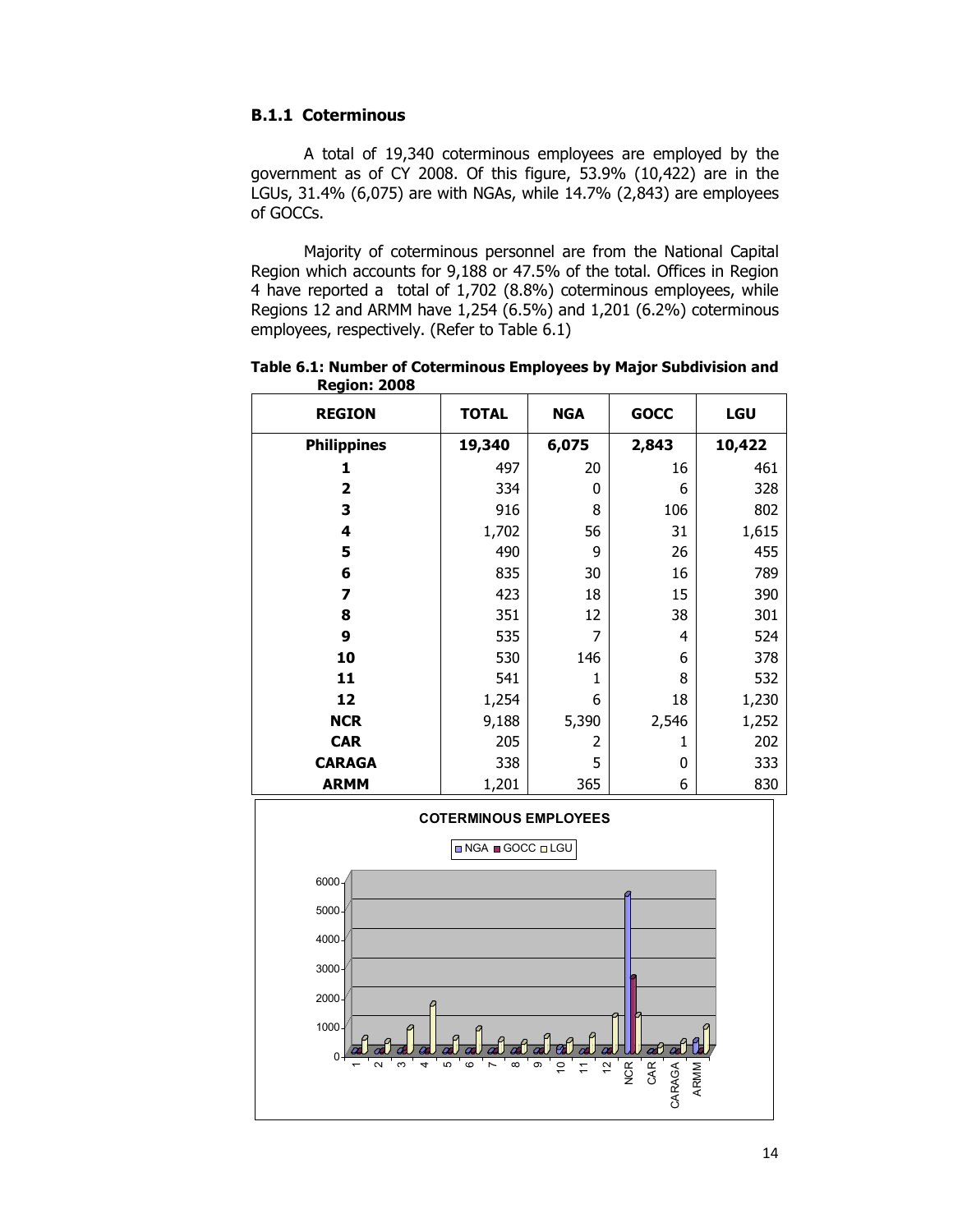### B.1.1 Coterminous

A total of 19,340 coterminous employees are employed by the government as of CY 2008. Of this figure, 53.9% (10,422) are in the LGUs, 31.4% (6,075) are with NGAs, while 14.7% (2,843) are employees of GOCCs.

Majority of coterminous personnel are from the National Capital Region which accounts for 9,188 or 47.5% of the total. Offices in Region 4 have reported a total of 1,702 (8.8%) coterminous employees, while Regions 12 and ARMM have 1,254 (6.5%) and 1,201 (6.2%) coterminous employees, respectively. (Refer to Table 6.1)

**Table 6.1: Number of Coterminous Employees by Major Subdivision and Region: 2008**

| REGION | TOTAL | NGA | GOCC | LGU |
|---|---|---|---|---|
| **Philippines** | **19,340** | **6,075** | **2,843** | **10,422** |
| **1** | 497 | 20 | 16 | 461 |
| **2** | 334 | 0 | 6 | 328 |
| **3** | 916 | 8 | 106 | 802 |
| **4** | 1,702 | 56 | 31 | 1,615 |
| **5** | 490 | 9 | 26 | 455 |
| **6** | 835 | 30 | 16 | 789 |
| **7** | 423 | 18 | 15 | 390 |
| **8** | 351 | 12 | 38 | 301 |
| **9** | 535 | 7 | 4 | 524 |
| **10** | 530 | 146 | 6 | 378 |
| **11** | 541 | 1 | 8 | 532 |
| **12** | 1,254 | 6 | 18 | 1,230 |
| **NCR** | 9,188 | 5,390 | 2,546 | 1,252 |
| **CAR** | 205 | 2 | 1 | 202 |
| **CARAGA** | 338 | 5 | 0 | 333 |
| **ARMM** | 1,201 | 365 | 6 | 830 |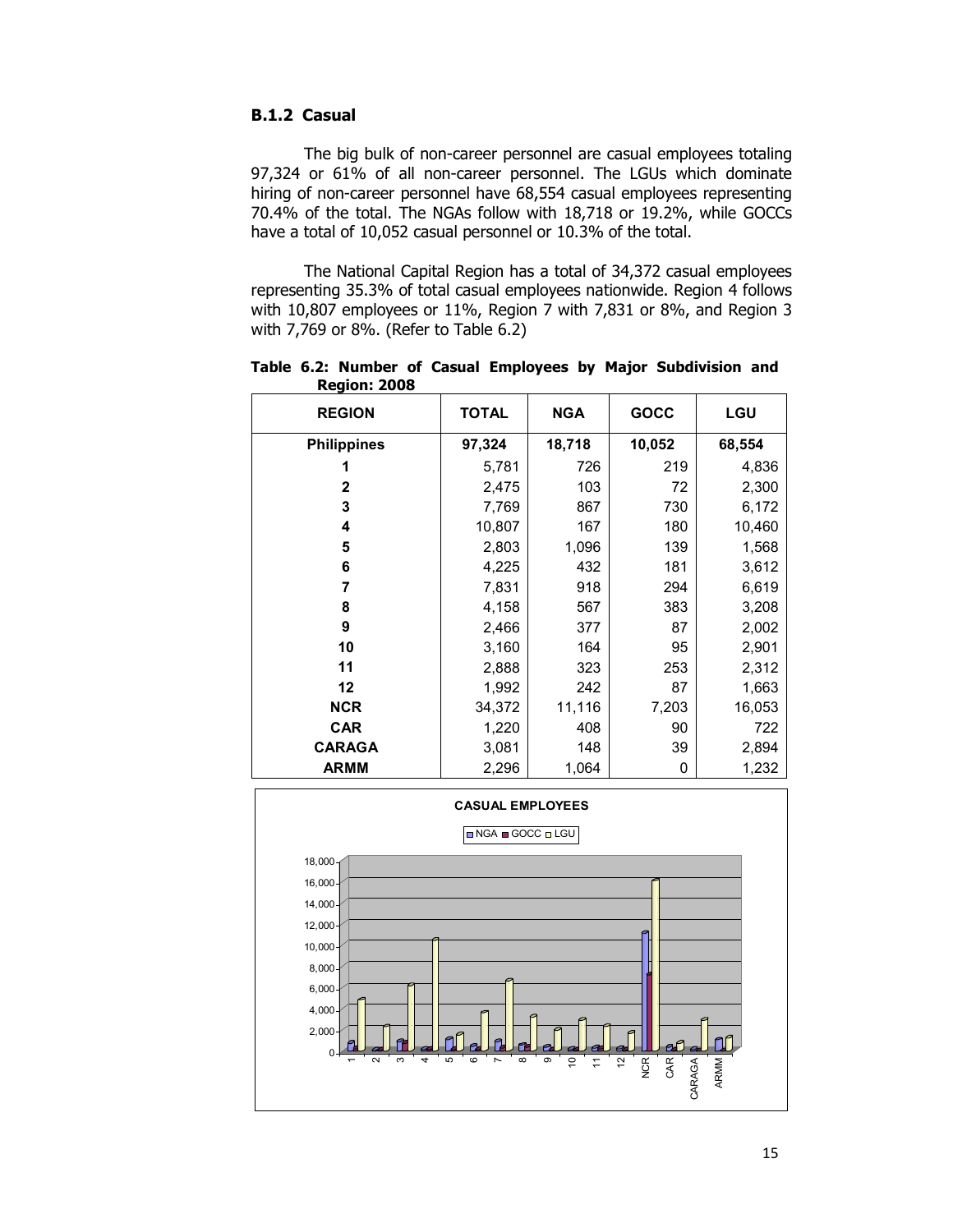### B.1.2 Casual

The big bulk of non-career personnel are casual employees totaling 97,324 or 61% of all non-career personnel. The LGUs which dominate hiring of non-career personnel have 68,554 casual employees representing 70.4% of the total. The NGAs follow with 18,718 or 19.2%, while GOCCs have a total of 10,052 casual personnel or 10.3% of the total.

The National Capital Region has a total of 34,372 casual employees representing 35.3% of total casual employees nationwide. Region 4 follows with 10,807 employees or 11%, Region 7 with 7,831 or 8%, and Region 3 with 7,769 or 8%. (Refer to Table 6.2)

**Table 6.2: Number of Casual Employees by Major Subdivision and Region: 2008**

| REGION | TOTAL | NGA | GOCC | LGU |
|---|---|---|---|---|
| **Philippines** | **97,324** | **18,718** | **10,052** | **68,554** |
| **1** | 5,781 | 726 | 219 | 4,836 |
| **2** | 2,475 | 103 | 72 | 2,300 |
| **3** | 7,769 | 867 | 730 | 6,172 |
| **4** | 10,807 | 167 | 180 | 10,460 |
| **5** | 2,803 | 1,096 | 139 | 1,568 |
| **6** | 4,225 | 432 | 181 | 3,612 |
| **7** | 7,831 | 918 | 294 | 6,619 |
| **8** | 4,158 | 567 | 383 | 3,208 |
| **9** | 2,466 | 377 | 87 | 2,002 |
| **10** | 3,160 | 164 | 95 | 2,901 |
| **11** | 2,888 | 323 | 253 | 2,312 |
| **12** | 1,992 | 242 | 87 | 1,663 |
| **NCR** | 34,372 | 11,116 | 7,203 | 16,053 |
| **CAR** | 1,220 | 408 | 90 | 722 |
| **CARAGA** | 3,081 | 148 | 39 | 2,894 |
| **ARMM** | 2,296 | 1,064 | 0 | 1,232 |

CASUAL EMPLOYEES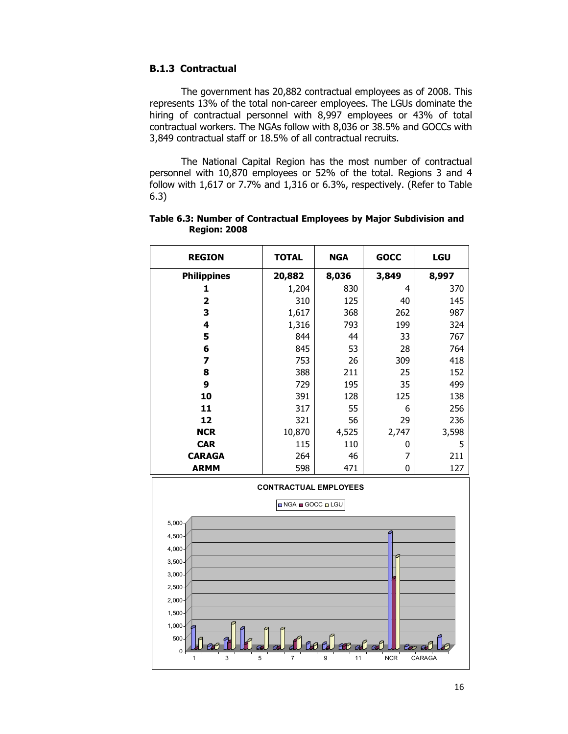### B.1.3 Contractual

The government has 20,882 contractual employees as of 2008. This represents 13% of the total non-career employees. The LGUs dominate the hiring of contractual personnel with 8,997 employees or 43% of total contractual workers. The NGAs follow with 8,036 or 38.5% and GOCCs with 3,849 contractual staff or 18.5% of all contractual recruits.

The National Capital Region has the most number of contractual personnel with 10,870 employees or 52% of the total. Regions 3 and 4 follow with 1,617 or 7.7% and 1,316 or 6.3%, respectively. (Refer to Table 6.3)

**Table 6.3: Number of Contractual Employees by Major Subdivision and Region: 2008**

| REGION | TOTAL | NGA | GOCC | LGU |
|---|---|---|---|---|
| **Philippines** | **20,882** | **8,036** | **3,849** | **8,997** |
| **1** | 1,204 | 830 | 4 | 370 |
| **2** | 310 | 125 | 40 | 145 |
| **3** | 1,617 | 368 | 262 | 987 |
| **4** | 1,316 | 793 | 199 | 324 |
| **5** | 844 | 44 | 33 | 767 |
| **6** | 845 | 53 | 28 | 764 |
| **7** | 753 | 26 | 309 | 418 |
| **8** | 388 | 211 | 25 | 152 |
| **9** | 729 | 195 | 35 | 499 |
| **10** | 391 | 128 | 125 | 138 |
| **11** | 317 | 55 | 6 | 256 |
| **12** | 321 | 56 | 29 | 236 |
| **NCR** | 10,870 | 4,525 | 2,747 | 3,598 |
| **CAR** | 115 | 110 | 0 | 5 |
| **CARAGA** | 264 | 46 | 7 | 211 |
| **ARMM** | 598 | 471 | 0 | 127 |

**CONTRACTUAL EMPLOYEES**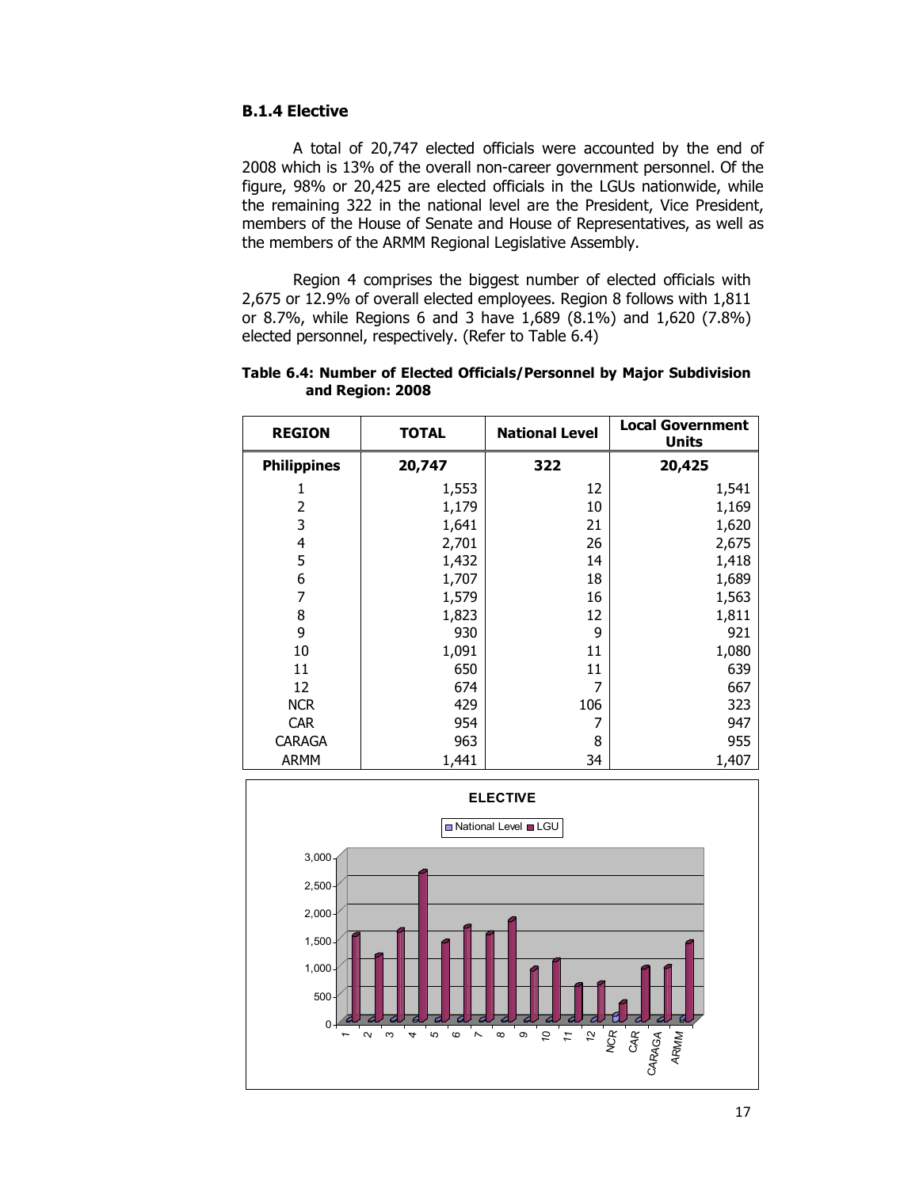### B.1.4 Elective

A total of 20,747 elected officials were accounted by the end of 2008 which is 13% of the overall non-career government personnel. Of the figure, 98% or 20,425 are elected officials in the LGUs nationwide, while the remaining 322 in the national level are the President, Vice President, members of the House of Senate and House of Representatives, as well as the members of the ARMM Regional Legislative Assembly.

Region 4 comprises the biggest number of elected officials with 2,675 or 12.9% of overall elected employees. Region 8 follows with 1,811 or 8.7%, while Regions 6 and 3 have 1,689 (8.1%) and 1,620 (7.8%) elected personnel, respectively. (Refer to Table 6.4)

**Table 6.4: Number of Elected Officials/Personnel by Major Subdivision and Region: 2008**

| REGION | TOTAL | National Level | Local Government Units |
|---|---|---|---|
| **Philippines** | **20,747** | **322** | **20,425** |
| 1 | 1,553 | 12 | 1,541 |
| 2 | 1,179 | 10 | 1,169 |
| 3 | 1,641 | 21 | 1,620 |
| 4 | 2,701 | 26 | 2,675 |
| 5 | 1,432 | 14 | 1,418 |
| 6 | 1,707 | 18 | 1,689 |
| 7 | 1,579 | 16 | 1,563 |
| 8 | 1,823 | 12 | 1,811 |
| 9 | 930 | 9 | 921 |
| 10 | 1,091 | 11 | 1,080 |
| 11 | 650 | 11 | 639 |
| 12 | 674 | 7 | 667 |
| NCR | 429 | 106 | 323 |
| CAR | 954 | 7 | 947 |
| CARAGA | 963 | 8 | 955 |
| ARMM | 1,441 | 34 | 1,407 |

ELECTIVE

National Level ■ LGU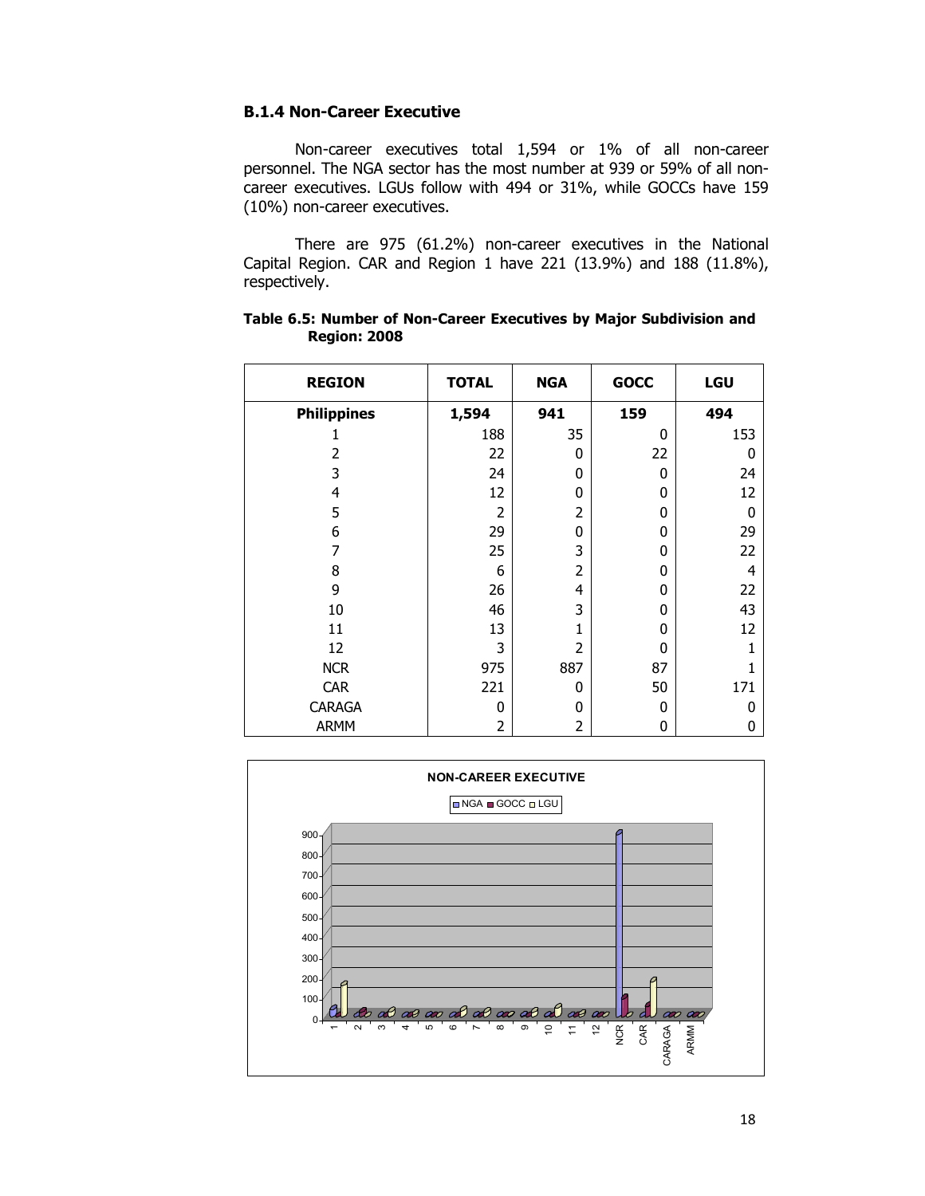### B.1.4 Non-Career Executive

Non-career executives total 1,594 or 1% of all non-career personnel. The NGA sector has the most number at 939 or 59% of all non-career executives. LGUs follow with 494 or 31%, while GOCCs have 159 (10%) non-career executives.

There are 975 (61.2%) non-career executives in the National Capital Region. CAR and Region 1 have 221 (13.9%) and 188 (11.8%), respectively.

**Table 6.5: Number of Non-Career Executives by Major Subdivision and Region: 2008**

| REGION | TOTAL | NGA | GOCC | LGU |
|---|---|---|---|---|
| **Philippines** | **1,594** | **941** | **159** | **494** |
| 1 | 188 | 35 | 0 | 153 |
| 2 | 22 | 0 | 22 | 0 |
| 3 | 24 | 0 | 0 | 24 |
| 4 | 12 | 0 | 0 | 12 |
| 5 | 2 | 2 | 0 | 0 |
| 6 | 29 | 0 | 0 | 29 |
| 7 | 25 | 3 | 0 | 22 |
| 8 | 6 | 2 | 0 | 4 |
| 9 | 26 | 4 | 0 | 22 |
| 10 | 46 | 3 | 0 | 43 |
| 11 | 13 | 1 | 0 | 12 |
| 12 | 3 | 2 | 0 | 1 |
| NCR | 975 | 887 | 87 | 1 |
| CAR | 221 | 0 | 50 | 171 |
| CARAGA | 0 | 0 | 0 | 0 |
| ARMM | 2 | 2 | 0 | 0 |

NON-CAREER EXECUTIVE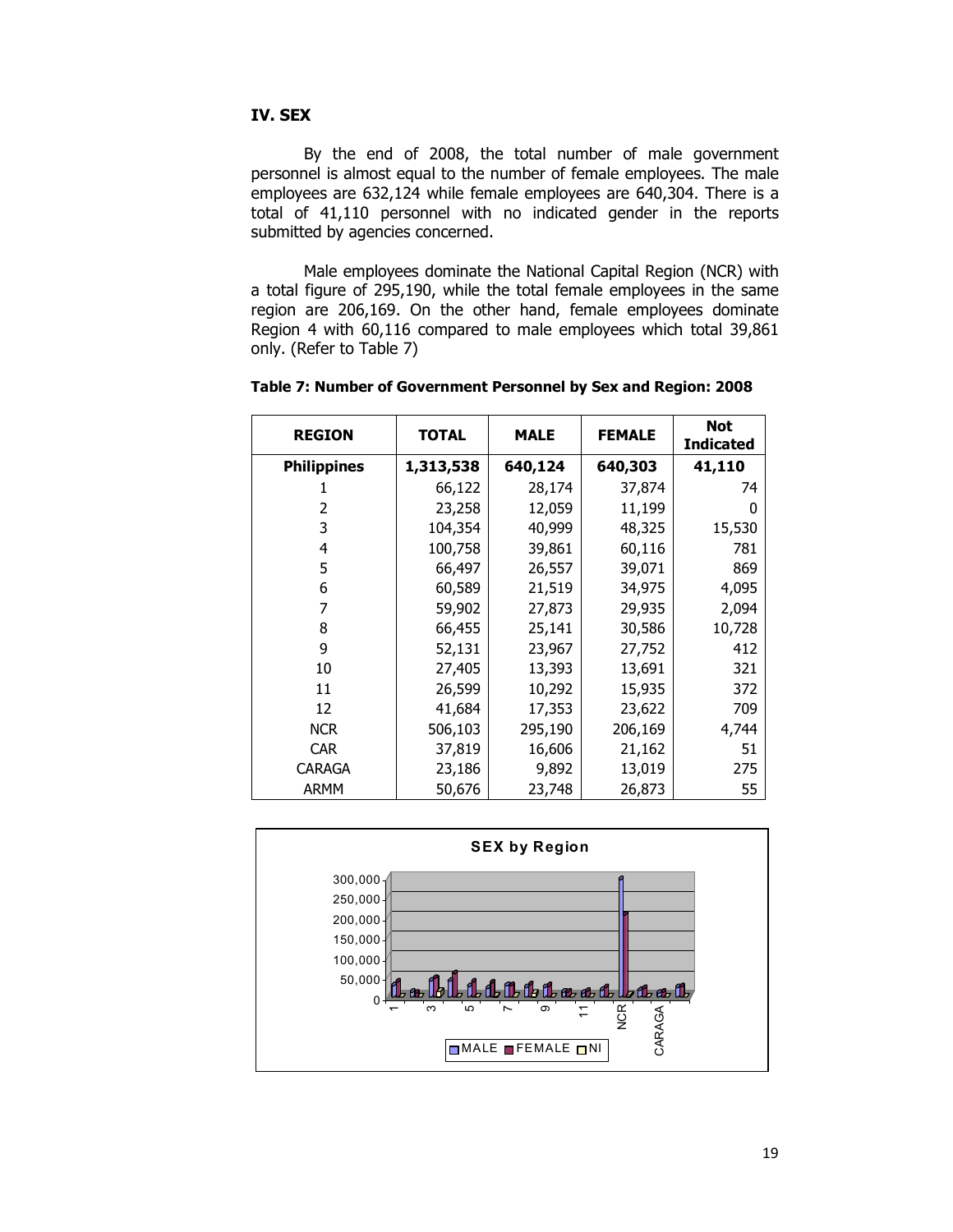## IV. SEX

By the end of 2008, the total number of male government personnel is almost equal to the number of female employees. The male employees are 632,124 while female employees are 640,304. There is a total of 41,110 personnel with no indicated gender in the reports submitted by agencies concerned.

Male employees dominate the National Capital Region (NCR) with a total figure of 295,190, while the total female employees in the same region are 206,169. On the other hand, female employees dominate Region 4 with 60,116 compared to male employees which total 39,861 only. (Refer to Table 7)

**Table 7: Number of Government Personnel by Sex and Region: 2008**

| REGION | TOTAL | MALE | FEMALE | Not Indicated |
|---|---|---|---|---|
| **Philippines** | **1,313,538** | **640,124** | **640,303** | **41,110** |
| 1 | 66,122 | 28,174 | 37,874 | 74 |
| 2 | 23,258 | 12,059 | 11,199 | 0 |
| 3 | 104,354 | 40,999 | 48,325 | 15,530 |
| 4 | 100,758 | 39,861 | 60,116 | 781 |
| 5 | 66,497 | 26,557 | 39,071 | 869 |
| 6 | 60,589 | 21,519 | 34,975 | 4,095 |
| 7 | 59,902 | 27,873 | 29,935 | 2,094 |
| 8 | 66,455 | 25,141 | 30,586 | 10,728 |
| 9 | 52,131 | 23,967 | 27,752 | 412 |
| 10 | 27,405 | 13,393 | 13,691 | 321 |
| 11 | 26,599 | 10,292 | 15,935 | 372 |
| 12 | 41,684 | 17,353 | 23,622 | 709 |
| NCR | 506,103 | 295,190 | 206,169 | 4,744 |
| CAR | 37,819 | 16,606 | 21,162 | 51 |
| CARAGA | 23,186 | 9,892 | 13,019 | 275 |
| ARMM | 50,676 | 23,748 | 26,873 | 55 |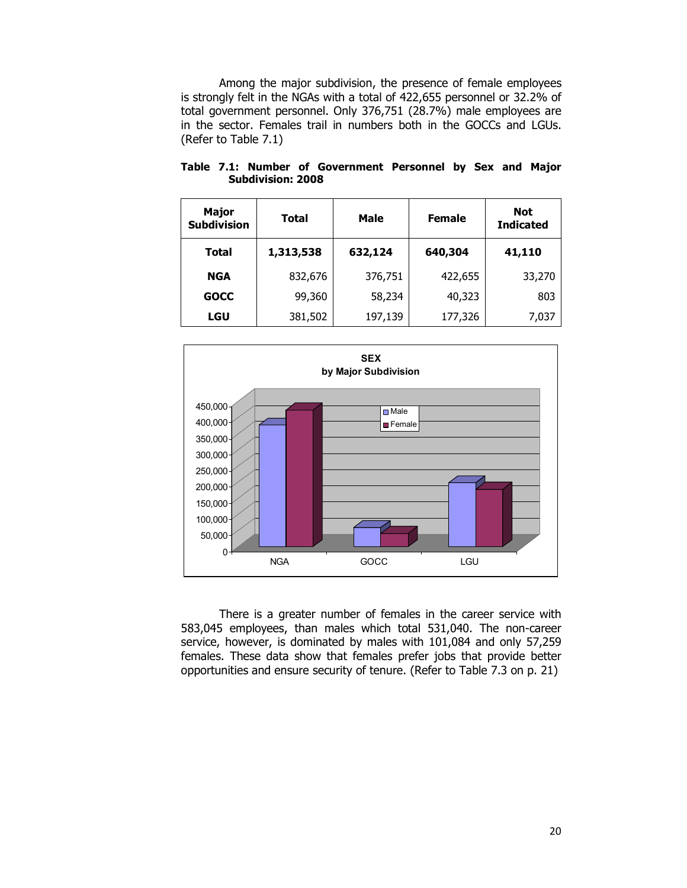Among the major subdivision, the presence of female employees is strongly felt in the NGAs with a total of 422,655 personnel or 32.2% of total government personnel. Only 376,751 (28.7%) male employees are in the sector. Females trail in numbers both in the GOCCs and LGUs. (Refer to Table 7.1)

**Table 7.1: Number of Government Personnel by Sex and Major Subdivision: 2008**

| Major Subdivision | Total | Male | Female | Not Indicated |
|---|---|---|---|---|
| **Total** | **1,313,538** | **632,124** | **640,304** | **41,110** |
| **NGA** | 832,676 | 376,751 | 422,655 | 33,270 |
| **GOCC** | 99,360 | 58,234 | 40,323 | 803 |
| **LGU** | 381,502 | 197,139 | 177,326 | 7,037 |

There is a greater number of females in the career service with 583,045 employees, than males which total 531,040. The non-career service, however, is dominated by males with 101,084 and only 57,259 females. These data show that females prefer jobs that provide better opportunities and ensure security of tenure. (Refer to Table 7.3 on p. 21)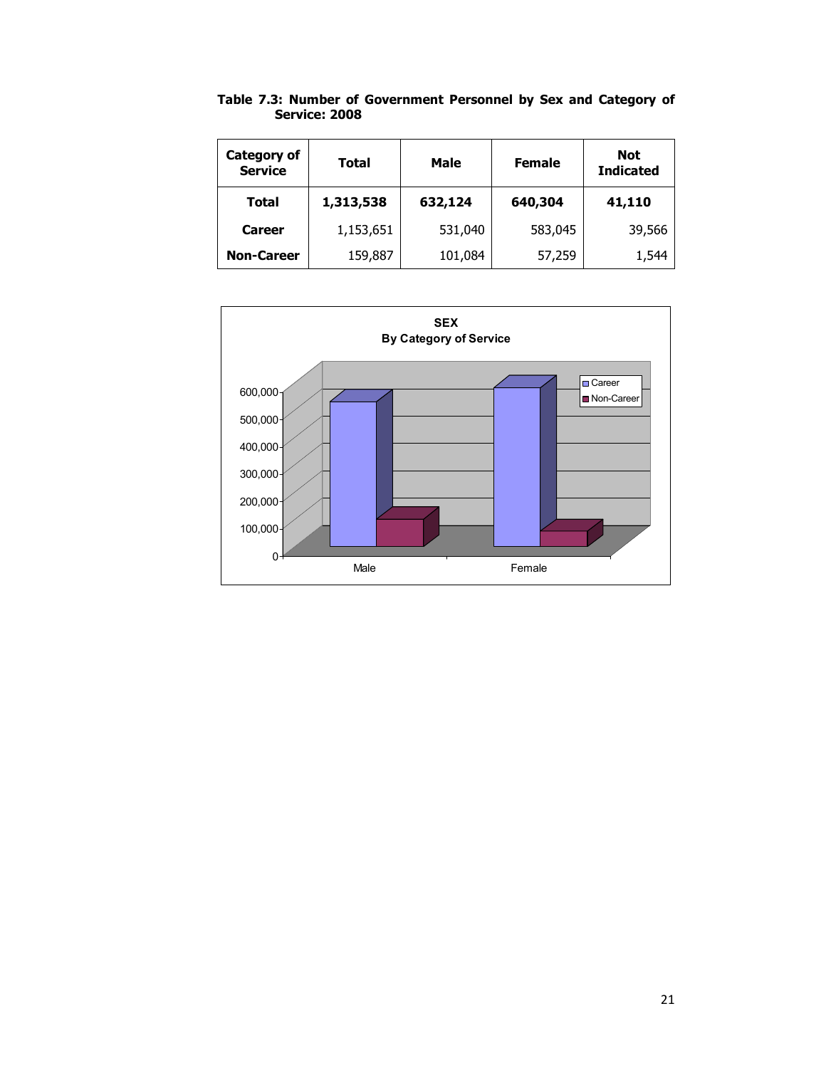**Table 7.3: Number of Government Personnel by Sex and Category of Service: 2008**

| Category of Service | Total | Male | Female | Not Indicated |
|---|---|---|---|---|
| **Total** | **1,313,538** | **632,124** | **640,304** | **41,110** |
| **Career** | 1,153,651 | 531,040 | 583,045 | 39,566 |
| **Non-Career** | 159,887 | 101,084 | 57,259 | 1,544 |

**SEX**
**By Category of Service**

| | Career | Non-Career |
|---|---|---|
| Male | 531,040 | 101,084 |
| Female | 583,045 | 57,259 |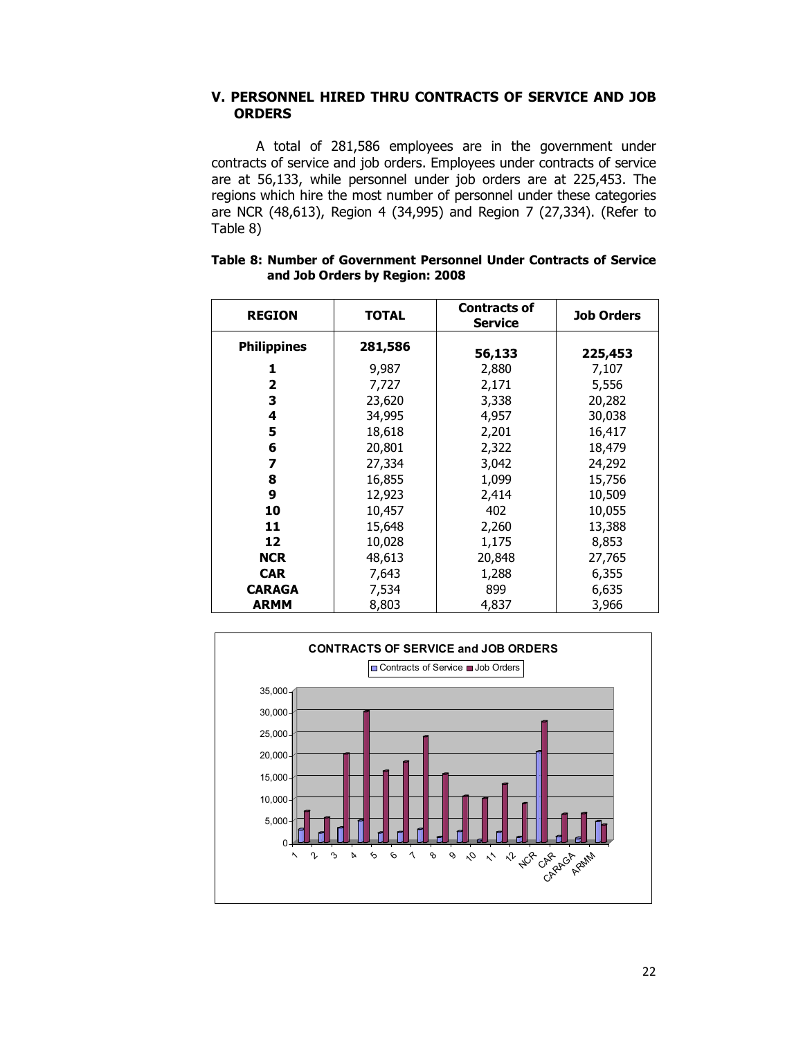## V. PERSONNEL HIRED THRU CONTRACTS OF SERVICE AND JOB ORDERS

A total of 281,586 employees are in the government under contracts of service and job orders. Employees under contracts of service are at 56,133, while personnel under job orders are at 225,453. The regions which hire the most number of personnel under these categories are NCR (48,613), Region 4 (34,995) and Region 7 (27,334). (Refer to Table 8)

**Table 8: Number of Government Personnel Under Contracts of Service and Job Orders by Region: 2008**

| REGION | TOTAL | Contracts of Service | Job Orders |
|---|---|---|---|
| **Philippines** | **281,586** | **56,133** | **225,453** |
| **1** | 9,987 | 2,880 | 7,107 |
| **2** | 7,727 | 2,171 | 5,556 |
| **3** | 23,620 | 3,338 | 20,282 |
| **4** | 34,995 | 4,957 | 30,038 |
| **5** | 18,618 | 2,201 | 16,417 |
| **6** | 20,801 | 2,322 | 18,479 |
| **7** | 27,334 | 3,042 | 24,292 |
| **8** | 16,855 | 1,099 | 15,756 |
| **9** | 12,923 | 2,414 | 10,509 |
| **10** | 10,457 | 402 | 10,055 |
| **11** | 15,648 | 2,260 | 13,388 |
| **12** | 10,028 | 1,175 | 8,853 |
| **NCR** | 48,613 | 20,848 | 27,765 |
| **CAR** | 7,643 | 1,288 | 6,355 |
| **CARAGA** | 7,534 | 899 | 6,635 |
| **ARMM** | 8,803 | 4,837 | 3,966 |

**CONTRACTS OF SERVICE and JOB ORDERS**

Legend: Contracts of Service, Job Orders

Y-axis: 0, 5,000, 10,000, 15,000, 20,000, 25,000, 30,000, 35,000

X-axis: 1, 2, 3, 4, 5, 6, 7, 8, 9, 10, 11, 12, NCR, CAR, CARAGA, ARMM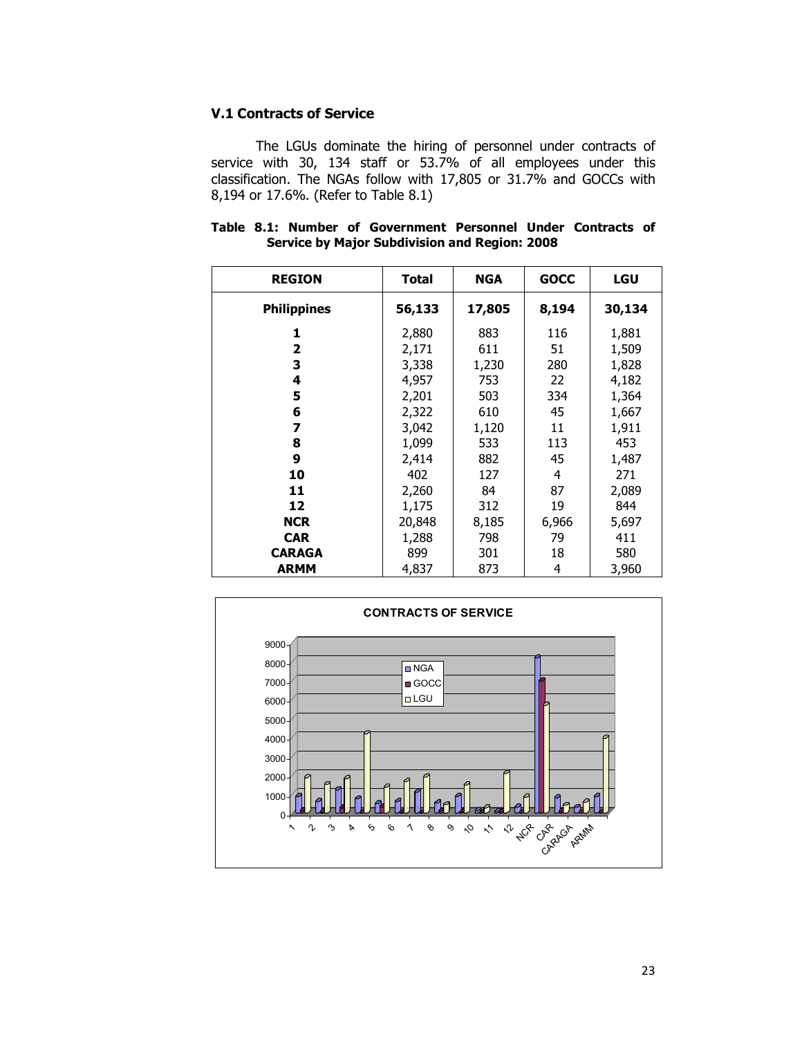### V.1 Contracts of Service

The LGUs dominate the hiring of personnel under contracts of service with 30, 134 staff or 53.7% of all employees under this classification. The NGAs follow with 17,805 or 31.7% and GOCCs with 8,194 or 17.6%. (Refer to Table 8.1)

**Table 8.1: Number of Government Personnel Under Contracts of Service by Major Subdivision and Region: 2008**

| REGION | Total | NGA | GOCC | LGU |
|---|---|---|---|---|
| **Philippines** | **56,133** | **17,805** | **8,194** | **30,134** |
| **1** | 2,880 | 883 | 116 | 1,881 |
| **2** | 2,171 | 611 | 51 | 1,509 |
| **3** | 3,338 | 1,230 | 280 | 1,828 |
| **4** | 4,957 | 753 | 22 | 4,182 |
| **5** | 2,201 | 503 | 334 | 1,364 |
| **6** | 2,322 | 610 | 45 | 1,667 |
| **7** | 3,042 | 1,120 | 11 | 1,911 |
| **8** | 1,099 | 533 | 113 | 453 |
| **9** | 2,414 | 882 | 45 | 1,487 |
| **10** | 402 | 127 | 4 | 271 |
| **11** | 2,260 | 84 | 87 | 2,089 |
| **12** | 1,175 | 312 | 19 | 844 |
| **NCR** | 20,848 | 8,185 | 6,966 | 5,697 |
| **CAR** | 1,288 | 798 | 79 | 411 |
| **CARAGA** | 899 | 301 | 18 | 580 |
| **ARMM** | 4,837 | 873 | 4 | 3,960 |

CONTRACTS OF SERVICE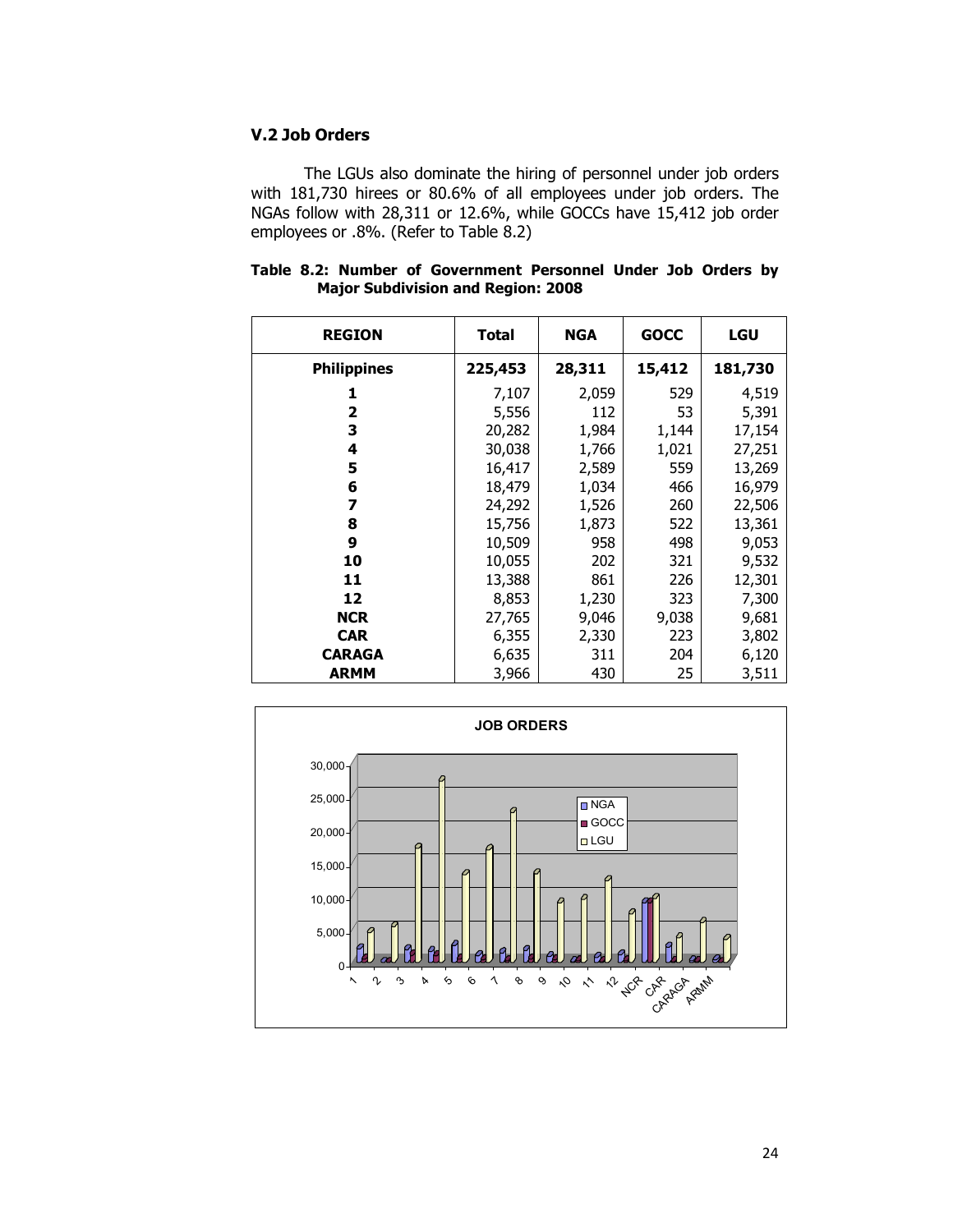## V.2 Job Orders

The LGUs also dominate the hiring of personnel under job orders with 181,730 hirees or 80.6% of all employees under job orders. The NGAs follow with 28,311 or 12.6%, while GOCCs have 15,412 job order employees or .8%. (Refer to Table 8.2)

**Table 8.2: Number of Government Personnel Under Job Orders by Major Subdivision and Region: 2008**

| REGION | Total | NGA | GOCC | LGU |
|---|---|---|---|---|
| **Philippines** | **225,453** | **28,311** | **15,412** | **181,730** |
| **1** | 7,107 | 2,059 | 529 | 4,519 |
| **2** | 5,556 | 112 | 53 | 5,391 |
| **3** | 20,282 | 1,984 | 1,144 | 17,154 |
| **4** | 30,038 | 1,766 | 1,021 | 27,251 |
| **5** | 16,417 | 2,589 | 559 | 13,269 |
| **6** | 18,479 | 1,034 | 466 | 16,979 |
| **7** | 24,292 | 1,526 | 260 | 22,506 |
| **8** | 15,756 | 1,873 | 522 | 13,361 |
| **9** | 10,509 | 958 | 498 | 9,053 |
| **10** | 10,055 | 202 | 321 | 9,532 |
| **11** | 13,388 | 861 | 226 | 12,301 |
| **12** | 8,853 | 1,230 | 323 | 7,300 |
| **NCR** | 27,765 | 9,046 | 9,038 | 9,681 |
| **CAR** | 6,355 | 2,330 | 223 | 3,802 |
| **CARAGA** | 6,635 | 311 | 204 | 6,120 |
| **ARMM** | 3,966 | 430 | 25 | 3,511 |

**JOB ORDERS**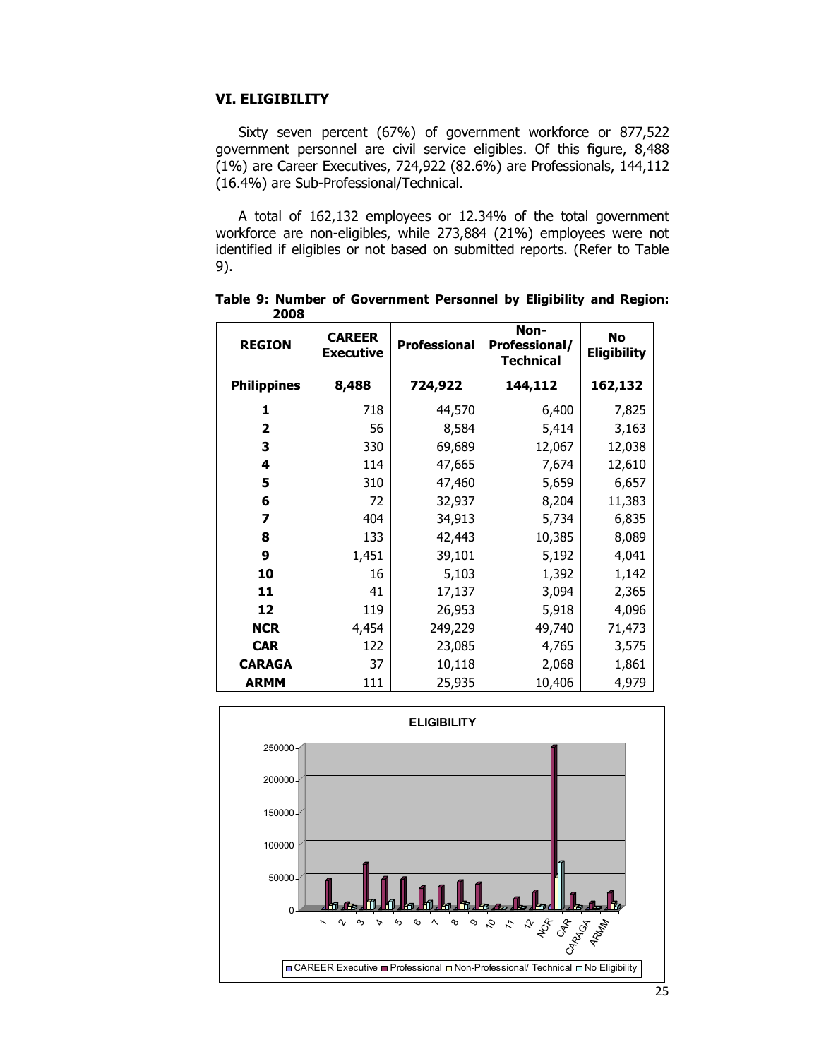## VI. ELIGIBILITY

Sixty seven percent (67%) of government workforce or 877,522 government personnel are civil service eligibles. Of this figure, 8,488 (1%) are Career Executives, 724,922 (82.6%) are Professionals, 144,112 (16.4%) are Sub-Professional/Technical.

A total of 162,132 employees or 12.34% of the total government workforce are non-eligibles, while 273,884 (21%) employees were not identified if eligibles or not based on submitted reports. (Refer to Table 9).

**Table 9: Number of Government Personnel by Eligibility and Region: 2008**

| REGION | CAREER Executive | Professional | Non-Professional/ Technical | No Eligibility |
|---|---|---|---|---|
| **Philippines** | **8,488** | **724,922** | **144,112** | **162,132** |
| **1** | 718 | 44,570 | 6,400 | 7,825 |
| **2** | 56 | 8,584 | 5,414 | 3,163 |
| **3** | 330 | 69,689 | 12,067 | 12,038 |
| **4** | 114 | 47,665 | 7,674 | 12,610 |
| **5** | 310 | 47,460 | 5,659 | 6,657 |
| **6** | 72 | 32,937 | 8,204 | 11,383 |
| **7** | 404 | 34,913 | 5,734 | 6,835 |
| **8** | 133 | 42,443 | 10,385 | 8,089 |
| **9** | 1,451 | 39,101 | 5,192 | 4,041 |
| **10** | 16 | 5,103 | 1,392 | 1,142 |
| **11** | 41 | 17,137 | 3,094 | 2,365 |
| **12** | 119 | 26,953 | 5,918 | 4,096 |
| **NCR** | 4,454 | 249,229 | 49,740 | 71,473 |
| **CAR** | 122 | 23,085 | 4,765 | 3,575 |
| **CARAGA** | 37 | 10,118 | 2,068 | 1,861 |
| **ARMM** | 111 | 25,935 | 10,406 | 4,979 |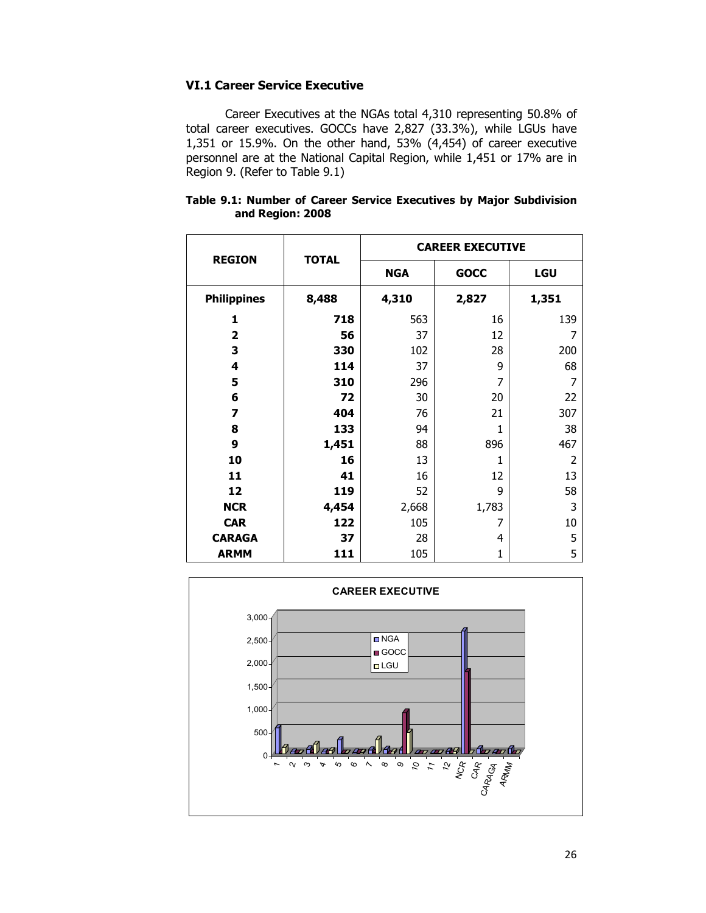### VI.1 Career Service Executive

Career Executives at the NGAs total 4,310 representing 50.8% of total career executives. GOCCs have 2,827 (33.3%), while LGUs have 1,351 or 15.9%. On the other hand, 53% (4,454) of career executive personnel are at the National Capital Region, while 1,451 or 17% are in Region 9. (Refer to Table 9.1)

**Table 9.1: Number of Career Service Executives by Major Subdivision and Region: 2008**

| REGION | TOTAL | CAREER EXECUTIVE | | |
|---|---|---|---|---|
| | | **NGA** | **GOCC** | **LGU** |
| **Philippines** | **8,488** | **4,310** | **2,827** | **1,351** |
| **1** | **718** | 563 | 16 | 139 |
| **2** | **56** | 37 | 12 | 7 |
| **3** | **330** | 102 | 28 | 200 |
| **4** | **114** | 37 | 9 | 68 |
| **5** | **310** | 296 | 7 | 7 |
| **6** | **72** | 30 | 20 | 22 |
| **7** | **404** | 76 | 21 | 307 |
| **8** | **133** | 94 | 1 | 38 |
| **9** | **1,451** | 88 | 896 | 467 |
| **10** | **16** | 13 | 1 | 2 |
| **11** | **41** | 16 | 12 | 13 |
| **12** | **119** | 52 | 9 | 58 |
| **NCR** | **4,454** | 2,668 | 1,783 | 3 |
| **CAR** | **122** | 105 | 7 | 10 |
| **CARAGA** | **37** | 28 | 4 | 5 |
| **ARMM** | **111** | 105 | 1 | 5 |

**CAREER EXECUTIVE**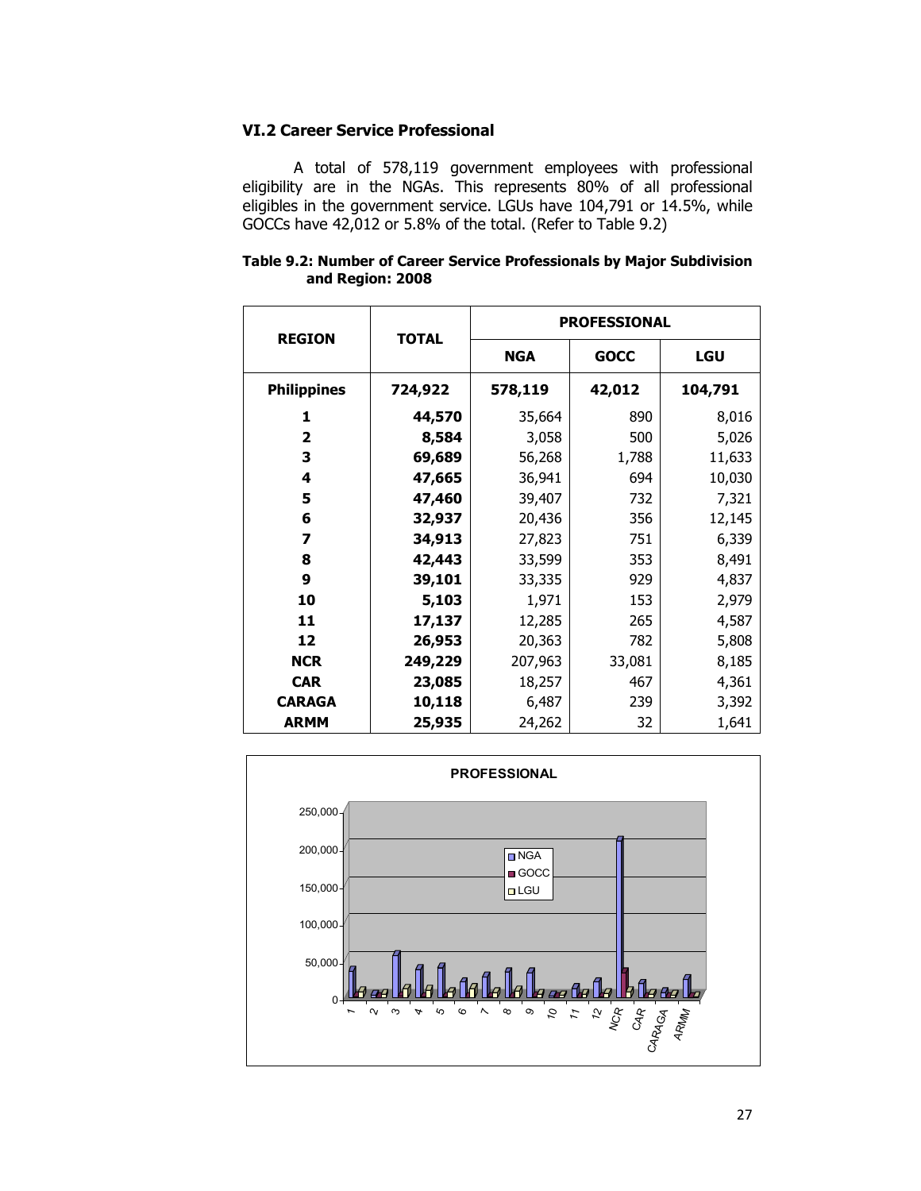### VI.2 Career Service Professional

A total of 578,119 government employees with professional eligibility are in the NGAs. This represents 80% of all professional eligibles in the government service. LGUs have 104,791 or 14.5%, while GOCCs have 42,012 or 5.8% of the total. (Refer to Table 9.2)

**Table 9.2: Number of Career Service Professionals by Major Subdivision and Region: 2008**

| REGION | TOTAL | PROFESSIONAL | | |
|---|---|---|---|---|
| | | **NGA** | **GOCC** | **LGU** |
| **Philippines** | **724,922** | **578,119** | **42,012** | **104,791** |
| **1** | **44,570** | 35,664 | 890 | 8,016 |
| **2** | **8,584** | 3,058 | 500 | 5,026 |
| **3** | **69,689** | 56,268 | 1,788 | 11,633 |
| **4** | **47,665** | 36,941 | 694 | 10,030 |
| **5** | **47,460** | 39,407 | 732 | 7,321 |
| **6** | **32,937** | 20,436 | 356 | 12,145 |
| **7** | **34,913** | 27,823 | 751 | 6,339 |
| **8** | **42,443** | 33,599 | 353 | 8,491 |
| **9** | **39,101** | 33,335 | 929 | 4,837 |
| **10** | **5,103** | 1,971 | 153 | 2,979 |
| **11** | **17,137** | 12,285 | 265 | 4,587 |
| **12** | **26,953** | 20,363 | 782 | 5,808 |
| **NCR** | **249,229** | 207,963 | 33,081 | 8,185 |
| **CAR** | **23,085** | 18,257 | 467 | 4,361 |
| **CARAGA** | **10,118** | 6,487 | 239 | 3,392 |
| **ARMM** | **25,935** | 24,262 | 32 | 1,641 |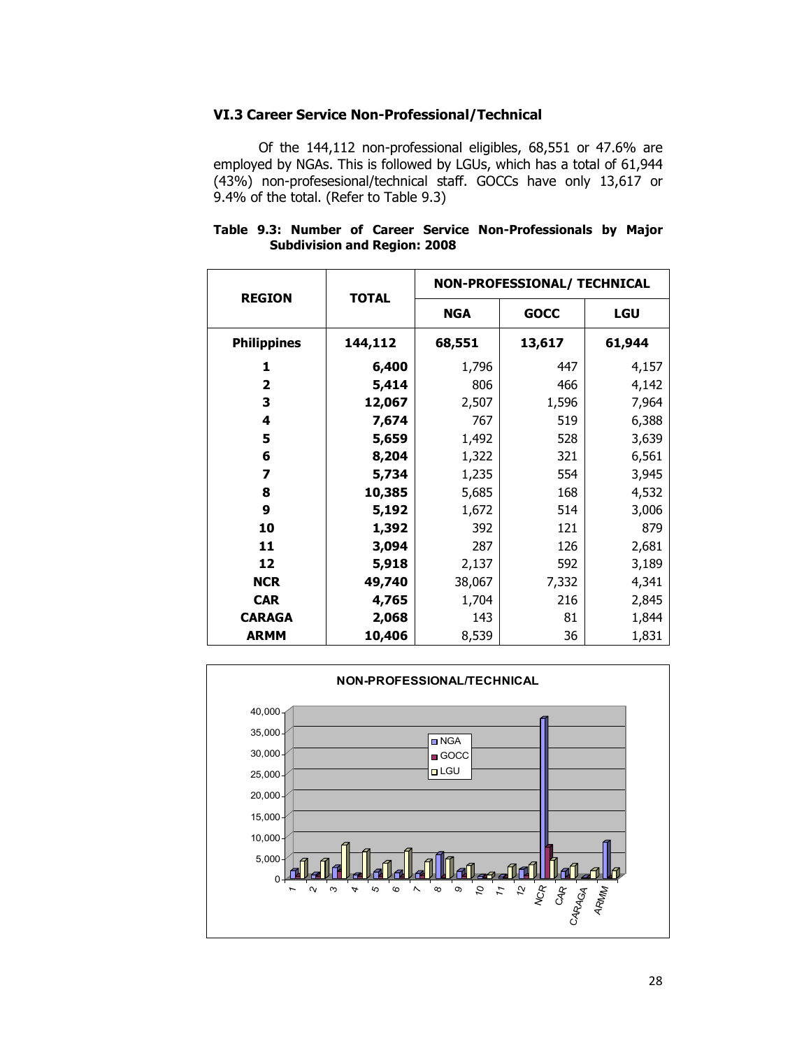### VI.3 Career Service Non-Professional/Technical

Of the 144,112 non-professional eligibles, 68,551 or 47.6% are employed by NGAs. This is followed by LGUs, which has a total of 61,944 (43%) non-profesesional/technical staff. GOCCs have only 13,617 or 9.4% of the total. (Refer to Table 9.3)

**Table 9.3: Number of Career Service Non-Professionals by Major Subdivision and Region: 2008**

| REGION | TOTAL | NON-PROFESSIONAL/ TECHNICAL | | |
|---|---|---|---|---|
| | | **NGA** | **GOCC** | **LGU** |
| **Philippines** | **144,112** | **68,551** | **13,617** | **61,944** |
| **1** | **6,400** | 1,796 | 447 | 4,157 |
| **2** | **5,414** | 806 | 466 | 4,142 |
| **3** | **12,067** | 2,507 | 1,596 | 7,964 |
| **4** | **7,674** | 767 | 519 | 6,388 |
| **5** | **5,659** | 1,492 | 528 | 3,639 |
| **6** | **8,204** | 1,322 | 321 | 6,561 |
| **7** | **5,734** | 1,235 | 554 | 3,945 |
| **8** | **10,385** | 5,685 | 168 | 4,532 |
| **9** | **5,192** | 1,672 | 514 | 3,006 |
| **10** | **1,392** | 392 | 121 | 879 |
| **11** | **3,094** | 287 | 126 | 2,681 |
| **12** | **5,918** | 2,137 | 592 | 3,189 |
| **NCR** | **49,740** | 38,067 | 7,332 | 4,341 |
| **CAR** | **4,765** | 1,704 | 216 | 2,845 |
| **CARAGA** | **2,068** | 143 | 81 | 1,844 |
| **ARMM** | **10,406** | 8,539 | 36 | 1,831 |

NON-PROFESSIONAL/TECHNICAL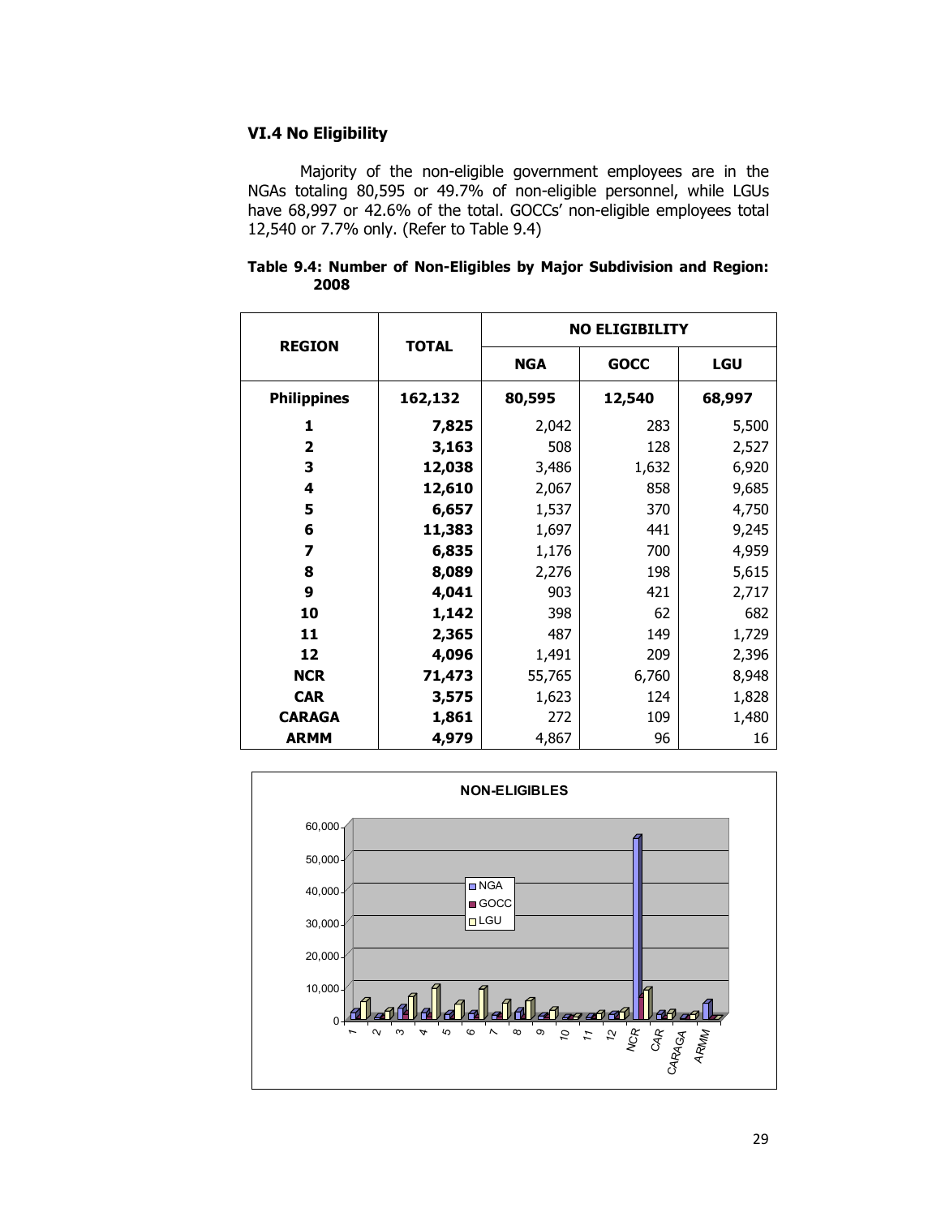### VI.4 No Eligibility

Majority of the non-eligible government employees are in the NGAs totaling 80,595 or 49.7% of non-eligible personnel, while LGUs have 68,997 or 42.6% of the total. GOCCs' non-eligible employees total 12,540 or 7.7% only. (Refer to Table 9.4)

**Table 9.4: Number of Non-Eligibles by Major Subdivision and Region: 2008**

| REGION | TOTAL | NO ELIGIBILITY | | |
|---|---|---|---|---|
| | | NGA | GOCC | LGU |
| **Philippines** | **162,132** | **80,595** | **12,540** | **68,997** |
| **1** | **7,825** | 2,042 | 283 | 5,500 |
| **2** | **3,163** | 508 | 128 | 2,527 |
| **3** | **12,038** | 3,486 | 1,632 | 6,920 |
| **4** | **12,610** | 2,067 | 858 | 9,685 |
| **5** | **6,657** | 1,537 | 370 | 4,750 |
| **6** | **11,383** | 1,697 | 441 | 9,245 |
| **7** | **6,835** | 1,176 | 700 | 4,959 |
| **8** | **8,089** | 2,276 | 198 | 5,615 |
| **9** | **4,041** | 903 | 421 | 2,717 |
| **10** | **1,142** | 398 | 62 | 682 |
| **11** | **2,365** | 487 | 149 | 1,729 |
| **12** | **4,096** | 1,491 | 209 | 2,396 |
| **NCR** | **71,473** | 55,765 | 6,760 | 8,948 |
| **CAR** | **3,575** | 1,623 | 124 | 1,828 |
| **CARAGA** | **1,861** | 272 | 109 | 1,480 |
| **ARMM** | **4,979** | 4,867 | 96 | 16 |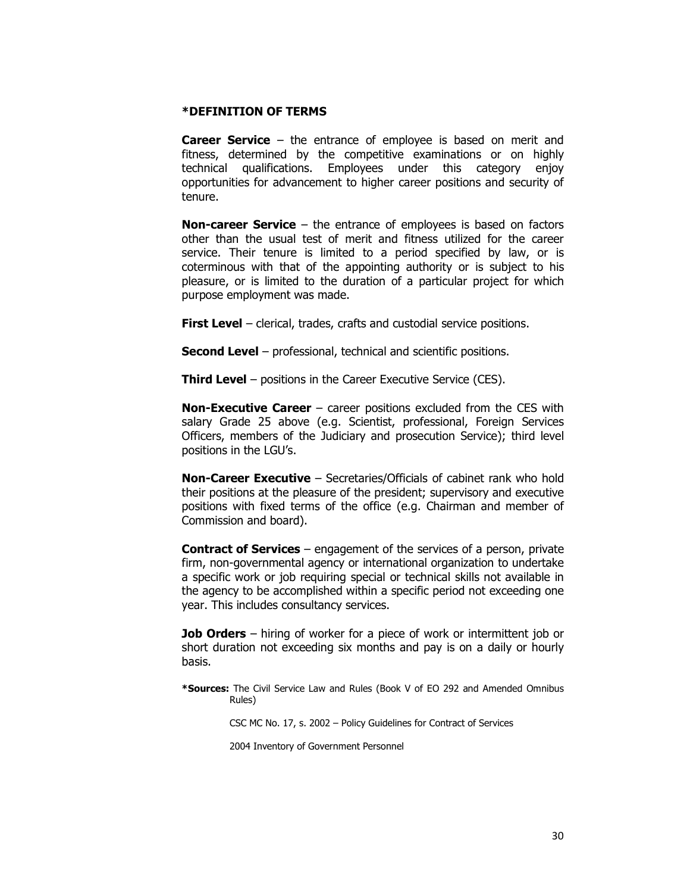**\*DEFINITION OF TERMS**

**Career Service** – the entrance of employee is based on merit and fitness, determined by the competitive examinations or on highly technical qualifications. Employees under this category enjoy opportunities for advancement to higher career positions and security of tenure.

**Non-career Service** – the entrance of employees is based on factors other than the usual test of merit and fitness utilized for the career service. Their tenure is limited to a period specified by law, or is coterminous with that of the appointing authority or is subject to his pleasure, or is limited to the duration of a particular project for which purpose employment was made.

**First Level** – clerical, trades, crafts and custodial service positions.

**Second Level** – professional, technical and scientific positions.

**Third Level** – positions in the Career Executive Service (CES).

**Non-Executive Career** – career positions excluded from the CES with salary Grade 25 above (e.g. Scientist, professional, Foreign Services Officers, members of the Judiciary and prosecution Service); third level positions in the LGU's.

**Non-Career Executive** – Secretaries/Officials of cabinet rank who hold their positions at the pleasure of the president; supervisory and executive positions with fixed terms of the office (e.g. Chairman and member of Commission and board).

**Contract of Services** – engagement of the services of a person, private firm, non-governmental agency or international organization to undertake a specific work or job requiring special or technical skills not available in the agency to be accomplished within a specific period not exceeding one year. This includes consultancy services.

**Job Orders** – hiring of worker for a piece of work or intermittent job or short duration not exceeding six months and pay is on a daily or hourly basis.

**\*Sources:** The Civil Service Law and Rules (Book V of EO 292 and Amended Omnibus Rules)

CSC MC No. 17, s. 2002 – Policy Guidelines for Contract of Services

2004 Inventory of Government Personnel